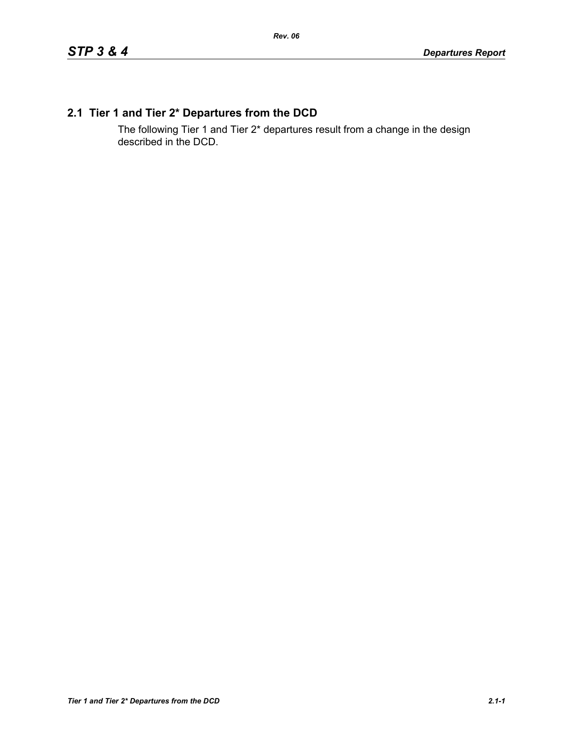## 2.1 Tier 1 and Tier 2* Departures from the DCD

The following Tier 1 and Tier 2* departures result from a change in the design described in the DCD.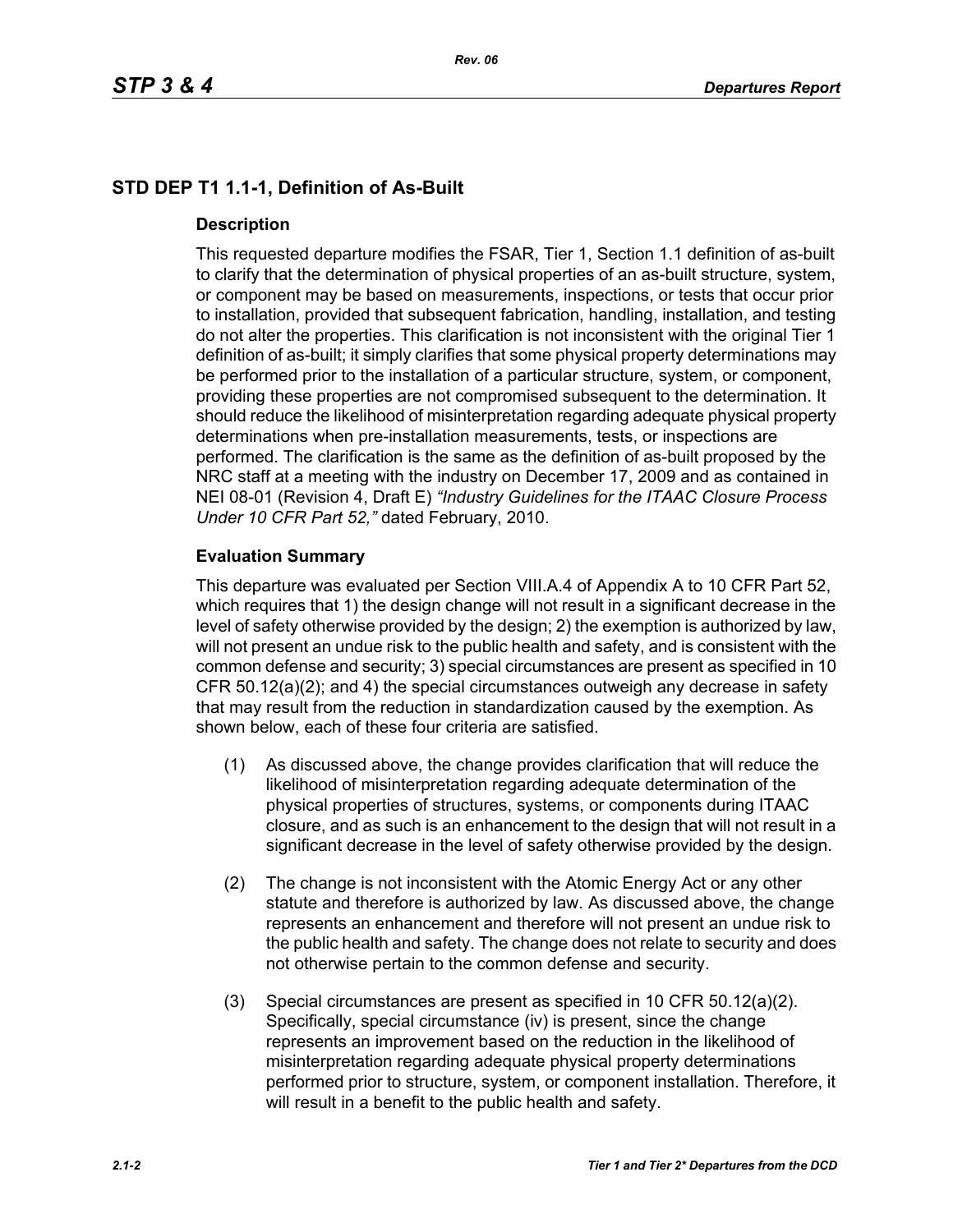## STD DEP T1 1.1-1, Definition of As-Built

### Description

This requested departure modifies the FSAR, Tier 1, Section 1.1 definition of as-built to clarify that the determination of physical properties of an as-built structure, system, or component may be based on measurements, inspections, or tests that occur prior to installation, provided that subsequent fabrication, handling, installation, and testing do not alter the properties. This clarification is not inconsistent with the original Tier 1 definition of as-built; it simply clarifies that some physical property determinations may be performed prior to the installation of a particular structure, system, or component, providing these properties are not compromised subsequent to the determination. It should reduce the likelihood of misinterpretation regarding adequate physical property determinations when pre-installation measurements, tests, or inspections are performed. The clarification is the same as the definition of as-built proposed by the NRC staff at a meeting with the industry on December 17, 2009 and as contained in NEI 08-01 (Revision 4, Draft E) *"Industry Guidelines for the ITAAC Closure Process Under 10 CFR Part 52,"* dated February, 2010.

### Evaluation Summary

This departure was evaluated per Section VIII.A.4 of Appendix A to 10 CFR Part 52, which requires that 1) the design change will not result in a significant decrease in the level of safety otherwise provided by the design; 2) the exemption is authorized by law, will not present an undue risk to the public health and safety, and is consistent with the common defense and security; 3) special circumstances are present as specified in 10 CFR 50.12(a)(2); and 4) the special circumstances outweigh any decrease in safety that may result from the reduction in standardization caused by the exemption. As shown below, each of these four criteria are satisfied.

(1) As discussed above, the change provides clarification that will reduce the likelihood of misinterpretation regarding adequate determination of the physical properties of structures, systems, or components during ITAAC closure, and as such is an enhancement to the design that will not result in a significant decrease in the level of safety otherwise provided by the design.

(2) The change is not inconsistent with the Atomic Energy Act or any other statute and therefore is authorized by law. As discussed above, the change represents an enhancement and therefore will not present an undue risk to the public health and safety. The change does not relate to security and does not otherwise pertain to the common defense and security.

(3) Special circumstances are present as specified in 10 CFR 50.12(a)(2). Specifically, special circumstance (iv) is present, since the change represents an improvement based on the reduction in the likelihood of misinterpretation regarding adequate physical property determinations performed prior to structure, system, or component installation. Therefore, it will result in a benefit to the public health and safety.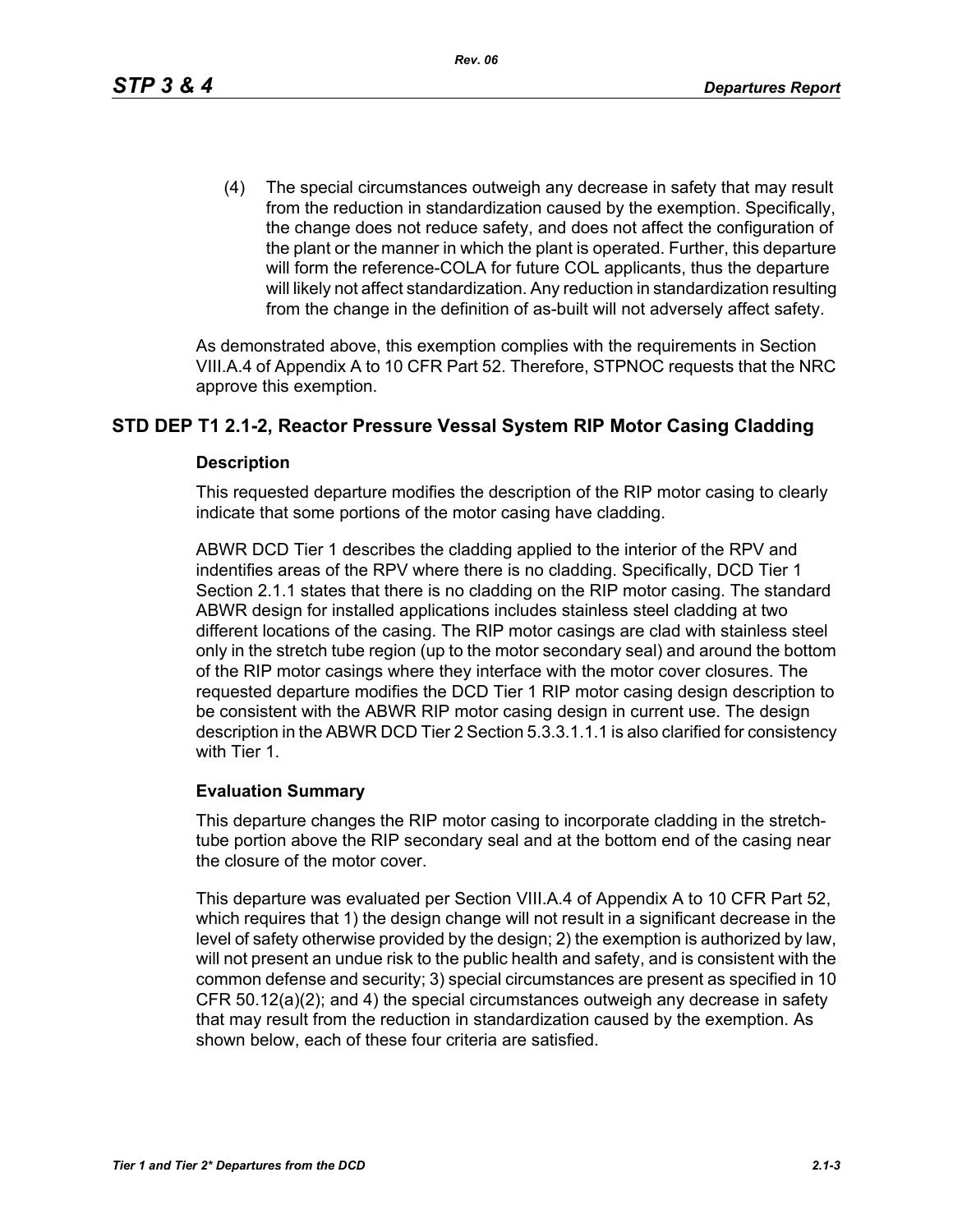(4) The special circumstances outweigh any decrease in safety that may result from the reduction in standardization caused by the exemption. Specifically, the change does not reduce safety, and does not affect the configuration of the plant or the manner in which the plant is operated. Further, this departure will form the reference-COLA for future COL applicants, thus the departure will likely not affect standardization. Any reduction in standardization resulting from the change in the definition of as-built will not adversely affect safety.

As demonstrated above, this exemption complies with the requirements in Section VIII.A.4 of Appendix A to 10 CFR Part 52. Therefore, STPNOC requests that the NRC approve this exemption.

## STD DEP T1 2.1-2, Reactor Pressure Vessal System RIP Motor Casing Cladding

### Description

This requested departure modifies the description of the RIP motor casing to clearly indicate that some portions of the motor casing have cladding.

ABWR DCD Tier 1 describes the cladding applied to the interior of the RPV and indentifies areas of the RPV where there is no cladding. Specifically, DCD Tier 1 Section 2.1.1 states that there is no cladding on the RIP motor casing. The standard ABWR design for installed applications includes stainless steel cladding at two different locations of the casing. The RIP motor casings are clad with stainless steel only in the stretch tube region (up to the motor secondary seal) and around the bottom of the RIP motor casings where they interface with the motor cover closures. The requested departure modifies the DCD Tier 1 RIP motor casing design description to be consistent with the ABWR RIP motor casing design in current use. The design description in the ABWR DCD Tier 2 Section 5.3.3.1.1.1 is also clarified for consistency with Tier 1.

### Evaluation Summary

This departure changes the RIP motor casing to incorporate cladding in the stretch-tube portion above the RIP secondary seal and at the bottom end of the casing near the closure of the motor cover.

This departure was evaluated per Section VIII.A.4 of Appendix A to 10 CFR Part 52, which requires that 1) the design change will not result in a significant decrease in the level of safety otherwise provided by the design; 2) the exemption is authorized by law, will not present an undue risk to the public health and safety, and is consistent with the common defense and security; 3) special circumstances are present as specified in 10 CFR 50.12(a)(2); and 4) the special circumstances outweigh any decrease in safety that may result from the reduction in standardization caused by the exemption. As shown below, each of these four criteria are satisfied.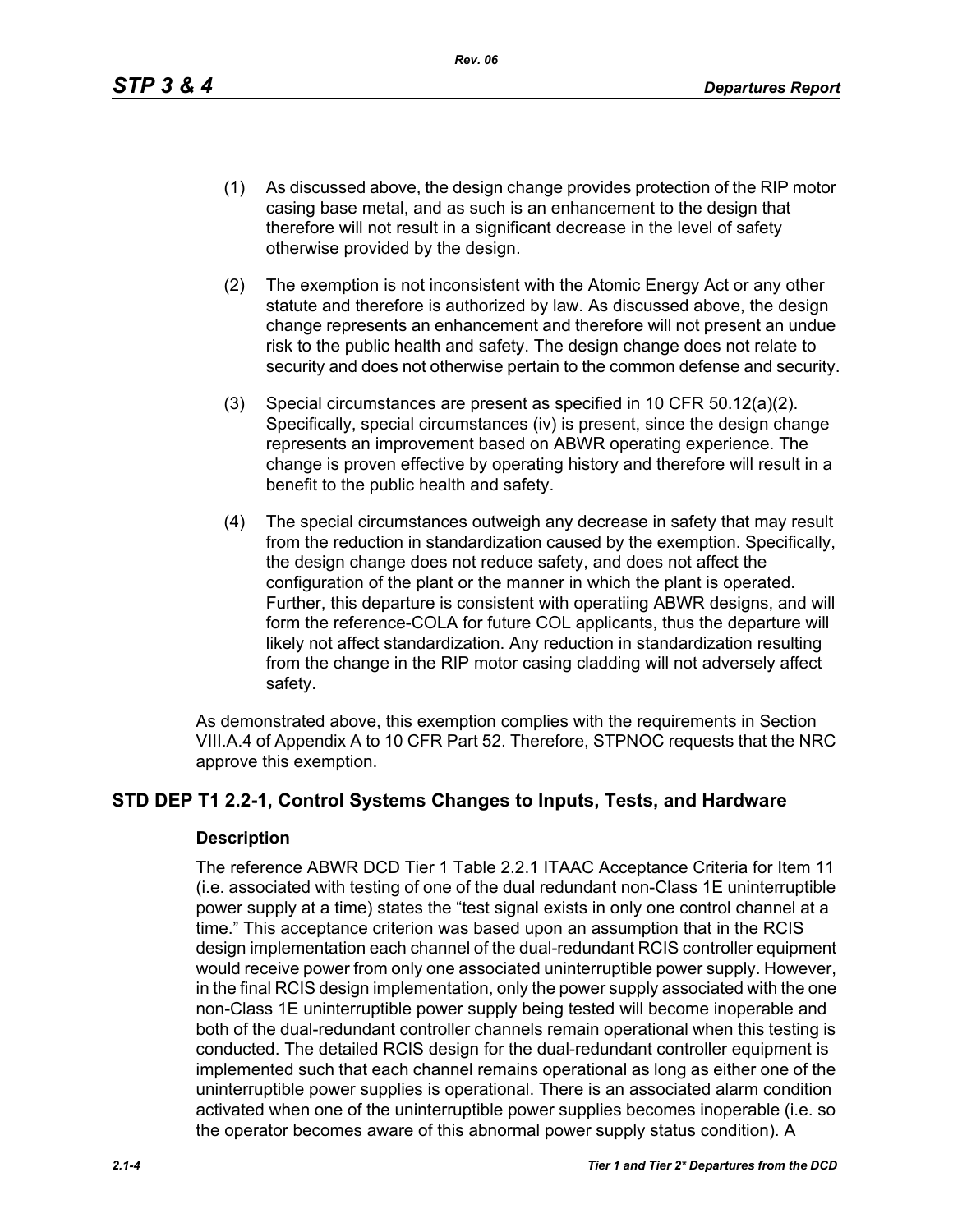(1) As discussed above, the design change provides protection of the RIP motor casing base metal, and as such is an enhancement to the design that therefore will not result in a significant decrease in the level of safety otherwise provided by the design.

(2) The exemption is not inconsistent with the Atomic Energy Act or any other statute and therefore is authorized by law. As discussed above, the design change represents an enhancement and therefore will not present an undue risk to the public health and safety. The design change does not relate to security and does not otherwise pertain to the common defense and security.

(3) Special circumstances are present as specified in 10 CFR 50.12(a)(2). Specifically, special circumstances (iv) is present, since the design change represents an improvement based on ABWR operating experience. The change is proven effective by operating history and therefore will result in a benefit to the public health and safety.

(4) The special circumstances outweigh any decrease in safety that may result from the reduction in standardization caused by the exemption. Specifically, the design change does not reduce safety, and does not affect the configuration of the plant or the manner in which the plant is operated. Further, this departure is consistent with operatiing ABWR designs, and will form the reference-COLA for future COL applicants, thus the departure will likely not affect standardization. Any reduction in standardization resulting from the change in the RIP motor casing cladding will not adversely affect safety.

As demonstrated above, this exemption complies with the requirements in Section VIII.A.4 of Appendix A to 10 CFR Part 52. Therefore, STPNOC requests that the NRC approve this exemption.

## STD DEP T1 2.2-1, Control Systems Changes to Inputs, Tests, and Hardware

### Description

The reference ABWR DCD Tier 1 Table 2.2.1 ITAAC Acceptance Criteria for Item 11 (i.e. associated with testing of one of the dual redundant non-Class 1E uninterruptible power supply at a time) states the "test signal exists in only one control channel at a time." This acceptance criterion was based upon an assumption that in the RCIS design implementation each channel of the dual-redundant RCIS controller equipment would receive power from only one associated uninterruptible power supply. However, in the final RCIS design implementation, only the power supply associated with the one non-Class 1E uninterruptible power supply being tested will become inoperable and both of the dual-redundant controller channels remain operational when this testing is conducted. The detailed RCIS design for the dual-redundant controller equipment is implemented such that each channel remains operational as long as either one of the uninterruptible power supplies is operational. There is an associated alarm condition activated when one of the uninterruptible power supplies becomes inoperable (i.e. so the operator becomes aware of this abnormal power supply status condition). A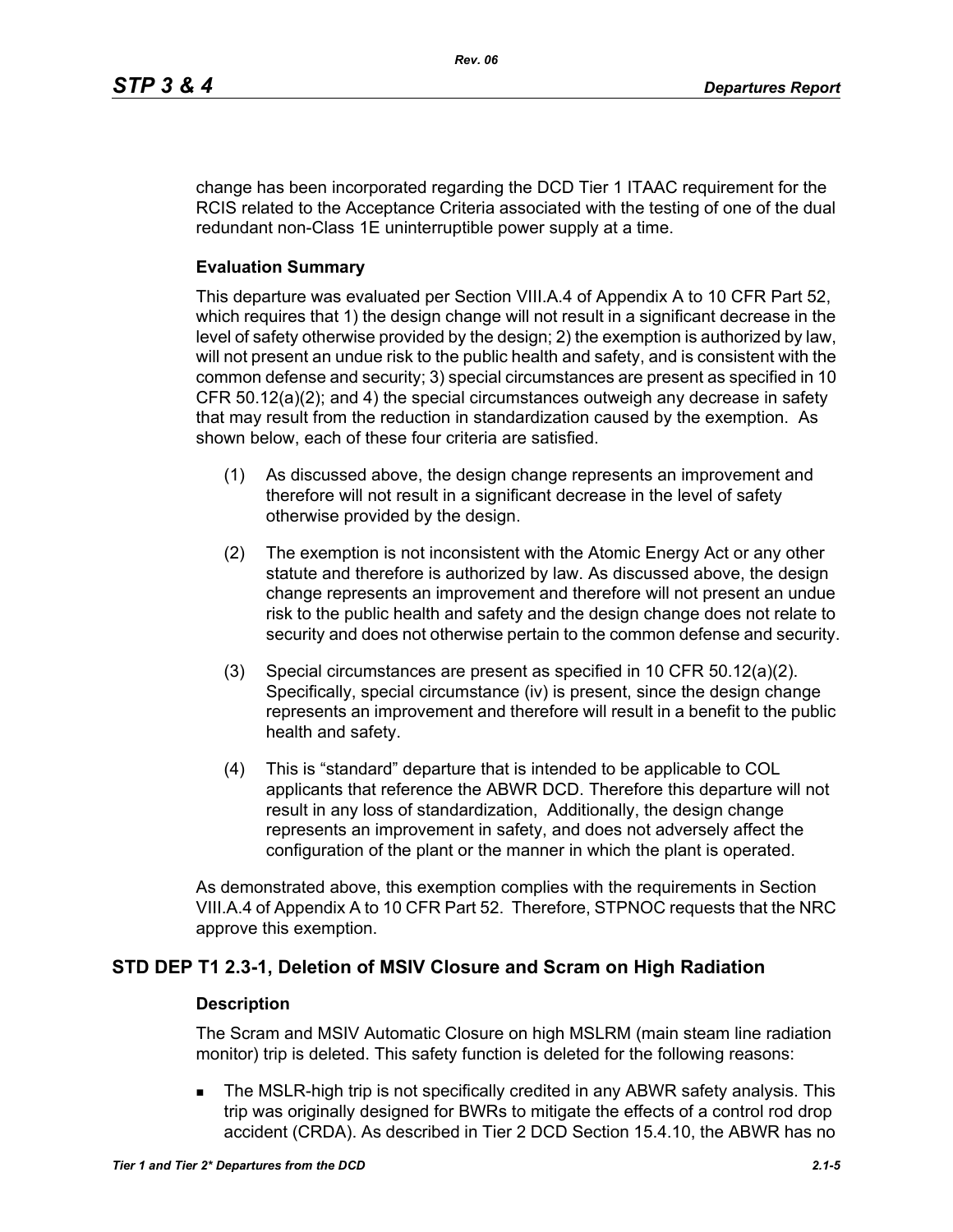change has been incorporated regarding the DCD Tier 1 ITAAC requirement for the RCIS related to the Acceptance Criteria associated with the testing of one of the dual redundant non-Class 1E uninterruptible power supply at a time.

### Evaluation Summary

This departure was evaluated per Section VIII.A.4 of Appendix A to 10 CFR Part 52, which requires that 1) the design change will not result in a significant decrease in the level of safety otherwise provided by the design; 2) the exemption is authorized by law, will not present an undue risk to the public health and safety, and is consistent with the common defense and security; 3) special circumstances are present as specified in 10 CFR 50.12(a)(2); and 4) the special circumstances outweigh any decrease in safety that may result from the reduction in standardization caused by the exemption. As shown below, each of these four criteria are satisfied.

(1) As discussed above, the design change represents an improvement and therefore will not result in a significant decrease in the level of safety otherwise provided by the design.

(2) The exemption is not inconsistent with the Atomic Energy Act or any other statute and therefore is authorized by law. As discussed above, the design change represents an improvement and therefore will not present an undue risk to the public health and safety and the design change does not relate to security and does not otherwise pertain to the common defense and security.

(3) Special circumstances are present as specified in 10 CFR 50.12(a)(2). Specifically, special circumstance (iv) is present, since the design change represents an improvement and therefore will result in a benefit to the public health and safety.

(4) This is "standard" departure that is intended to be applicable to COL applicants that reference the ABWR DCD. Therefore this departure will not result in any loss of standardization, Additionally, the design change represents an improvement in safety, and does not adversely affect the configuration of the plant or the manner in which the plant is operated.

As demonstrated above, this exemption complies with the requirements in Section VIII.A.4 of Appendix A to 10 CFR Part 52. Therefore, STPNOC requests that the NRC approve this exemption.

## STD DEP T1 2.3-1, Deletion of MSIV Closure and Scram on High Radiation

### Description

The Scram and MSIV Automatic Closure on high MSLRM (main steam line radiation monitor) trip is deleted. This safety function is deleted for the following reasons:

- The MSLR-high trip is not specifically credited in any ABWR safety analysis. This trip was originally designed for BWRs to mitigate the effects of a control rod drop accident (CRDA). As described in Tier 2 DCD Section 15.4.10, the ABWR has no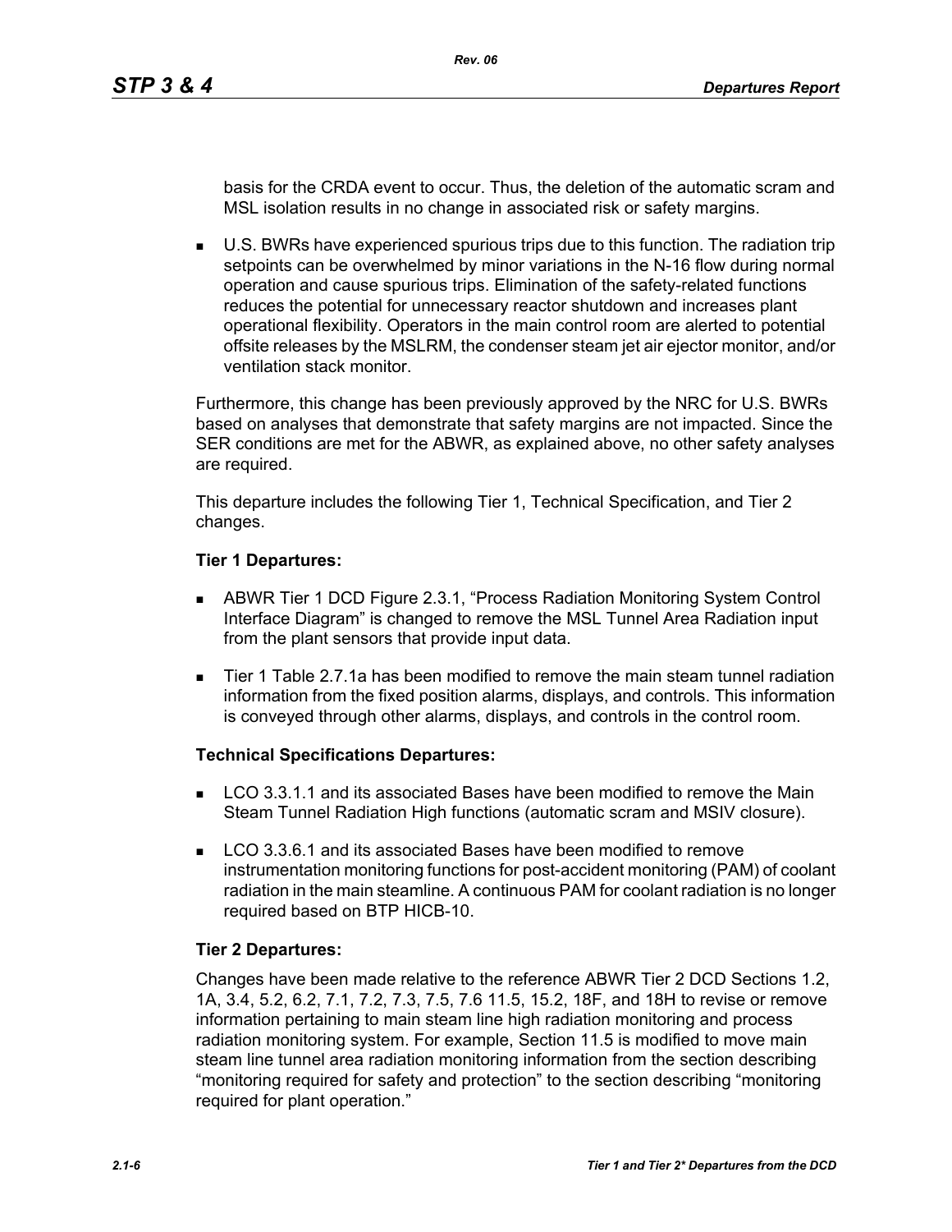basis for the CRDA event to occur. Thus, the deletion of the automatic scram and MSL isolation results in no change in associated risk or safety margins.

- U.S. BWRs have experienced spurious trips due to this function. The radiation trip setpoints can be overwhelmed by minor variations in the N-16 flow during normal operation and cause spurious trips. Elimination of the safety-related functions reduces the potential for unnecessary reactor shutdown and increases plant operational flexibility. Operators in the main control room are alerted to potential offsite releases by the MSLRM, the condenser steam jet air ejector monitor, and/or ventilation stack monitor.

Furthermore, this change has been previously approved by the NRC for U.S. BWRs based on analyses that demonstrate that safety margins are not impacted. Since the SER conditions are met for the ABWR, as explained above, no other safety analyses are required.

This departure includes the following Tier 1, Technical Specification, and Tier 2 changes.

**Tier 1 Departures:**

- ABWR Tier 1 DCD Figure 2.3.1, "Process Radiation Monitoring System Control Interface Diagram" is changed to remove the MSL Tunnel Area Radiation input from the plant sensors that provide input data.
- Tier 1 Table 2.7.1a has been modified to remove the main steam tunnel radiation information from the fixed position alarms, displays, and controls. This information is conveyed through other alarms, displays, and controls in the control room.

**Technical Specifications Departures:**

- LCO 3.3.1.1 and its associated Bases have been modified to remove the Main Steam Tunnel Radiation High functions (automatic scram and MSIV closure).
- LCO 3.3.6.1 and its associated Bases have been modified to remove instrumentation monitoring functions for post-accident monitoring (PAM) of coolant radiation in the main steamline. A continuous PAM for coolant radiation is no longer required based on BTP HICB-10.

**Tier 2 Departures:**

Changes have been made relative to the reference ABWR Tier 2 DCD Sections 1.2, 1A, 3.4, 5.2, 6.2, 7.1, 7.2, 7.3, 7.5, 7.6 11.5, 15.2, 18F, and 18H to revise or remove information pertaining to main steam line high radiation monitoring and process radiation monitoring system. For example, Section 11.5 is modified to move main steam line tunnel area radiation monitoring information from the section describing "monitoring required for safety and protection" to the section describing "monitoring required for plant operation."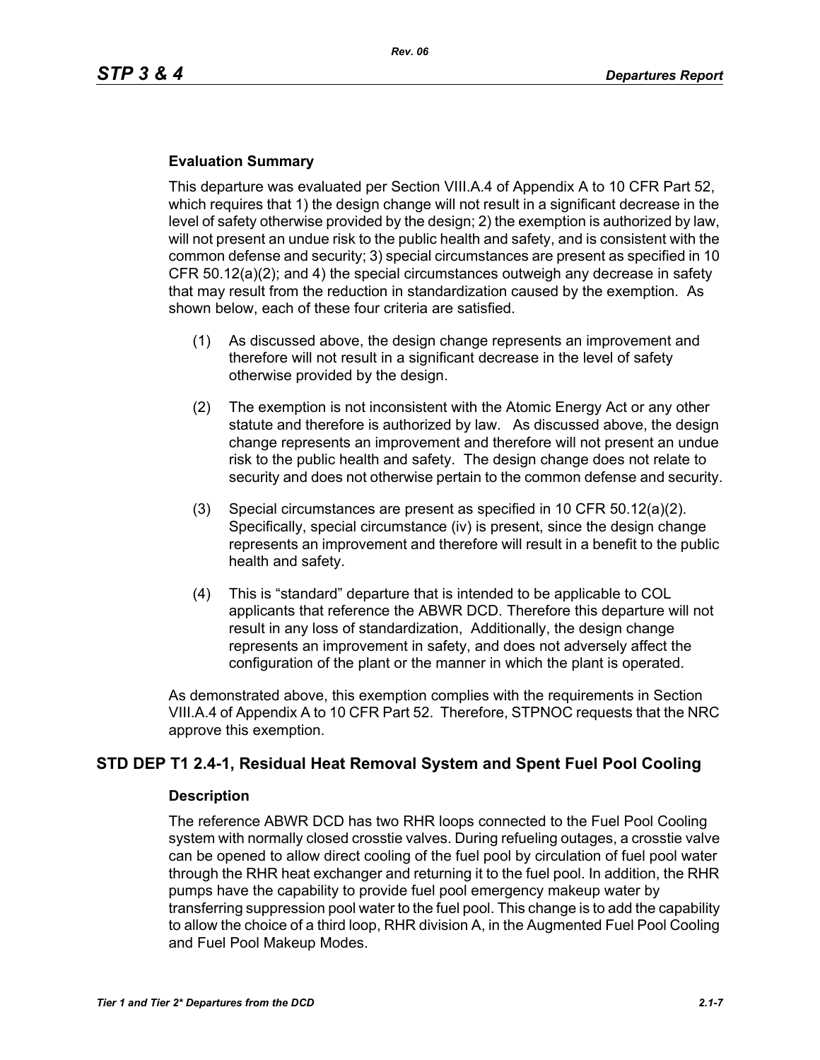### Evaluation Summary

This departure was evaluated per Section VIII.A.4 of Appendix A to 10 CFR Part 52, which requires that 1) the design change will not result in a significant decrease in the level of safety otherwise provided by the design; 2) the exemption is authorized by law, will not present an undue risk to the public health and safety, and is consistent with the common defense and security; 3) special circumstances are present as specified in 10 CFR 50.12(a)(2); and 4) the special circumstances outweigh any decrease in safety that may result from the reduction in standardization caused by the exemption. As shown below, each of these four criteria are satisfied.

(1) As discussed above, the design change represents an improvement and therefore will not result in a significant decrease in the level of safety otherwise provided by the design.

(2) The exemption is not inconsistent with the Atomic Energy Act or any other statute and therefore is authorized by law. As discussed above, the design change represents an improvement and therefore will not present an undue risk to the public health and safety. The design change does not relate to security and does not otherwise pertain to the common defense and security.

(3) Special circumstances are present as specified in 10 CFR 50.12(a)(2). Specifically, special circumstance (iv) is present, since the design change represents an improvement and therefore will result in a benefit to the public health and safety.

(4) This is "standard" departure that is intended to be applicable to COL applicants that reference the ABWR DCD. Therefore this departure will not result in any loss of standardization, Additionally, the design change represents an improvement in safety, and does not adversely affect the configuration of the plant or the manner in which the plant is operated.

As demonstrated above, this exemption complies with the requirements in Section VIII.A.4 of Appendix A to 10 CFR Part 52. Therefore, STPNOC requests that the NRC approve this exemption.

## STD DEP T1 2.4-1, Residual Heat Removal System and Spent Fuel Pool Cooling

### Description

The reference ABWR DCD has two RHR loops connected to the Fuel Pool Cooling system with normally closed crosstie valves. During refueling outages, a crosstie valve can be opened to allow direct cooling of the fuel pool by circulation of fuel pool water through the RHR heat exchanger and returning it to the fuel pool. In addition, the RHR pumps have the capability to provide fuel pool emergency makeup water by transferring suppression pool water to the fuel pool. This change is to add the capability to allow the choice of a third loop, RHR division A, in the Augmented Fuel Pool Cooling and Fuel Pool Makeup Modes.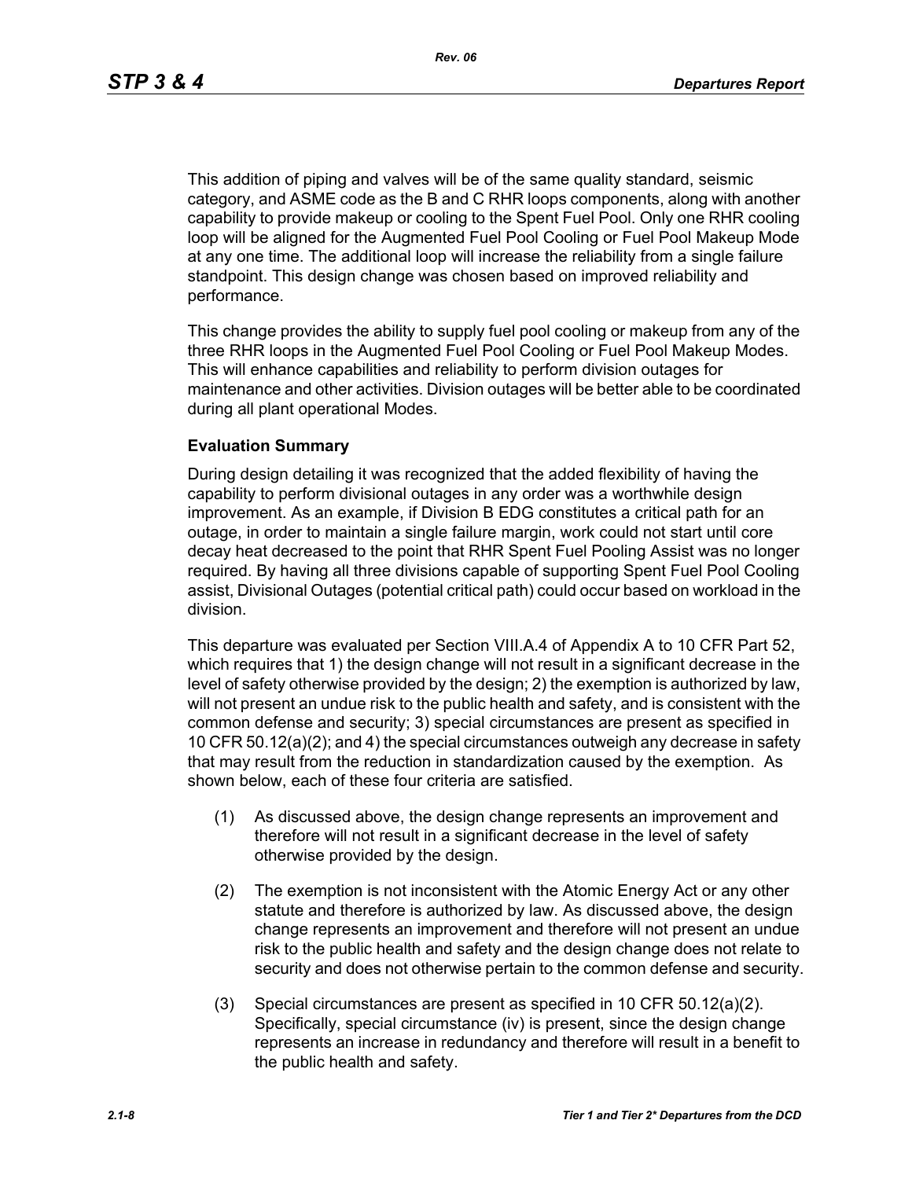This addition of piping and valves will be of the same quality standard, seismic category, and ASME code as the B and C RHR loops components, along with another capability to provide makeup or cooling to the Spent Fuel Pool. Only one RHR cooling loop will be aligned for the Augmented Fuel Pool Cooling or Fuel Pool Makeup Mode at any one time. The additional loop will increase the reliability from a single failure standpoint. This design change was chosen based on improved reliability and performance.

This change provides the ability to supply fuel pool cooling or makeup from any of the three RHR loops in the Augmented Fuel Pool Cooling or Fuel Pool Makeup Modes. This will enhance capabilities and reliability to perform division outages for maintenance and other activities. Division outages will be better able to be coordinated during all plant operational Modes.

**Evaluation Summary**

During design detailing it was recognized that the added flexibility of having the capability to perform divisional outages in any order was a worthwhile design improvement. As an example, if Division B EDG constitutes a critical path for an outage, in order to maintain a single failure margin, work could not start until core decay heat decreased to the point that RHR Spent Fuel Pooling Assist was no longer required. By having all three divisions capable of supporting Spent Fuel Pool Cooling assist, Divisional Outages (potential critical path) could occur based on workload in the division.

This departure was evaluated per Section VIII.A.4 of Appendix A to 10 CFR Part 52, which requires that 1) the design change will not result in a significant decrease in the level of safety otherwise provided by the design; 2) the exemption is authorized by law, will not present an undue risk to the public health and safety, and is consistent with the common defense and security; 3) special circumstances are present as specified in 10 CFR 50.12(a)(2); and 4) the special circumstances outweigh any decrease in safety that may result from the reduction in standardization caused by the exemption. As shown below, each of these four criteria are satisfied.

(1) As discussed above, the design change represents an improvement and therefore will not result in a significant decrease in the level of safety otherwise provided by the design.

(2) The exemption is not inconsistent with the Atomic Energy Act or any other statute and therefore is authorized by law. As discussed above, the design change represents an improvement and therefore will not present an undue risk to the public health and safety and the design change does not relate to security and does not otherwise pertain to the common defense and security.

(3) Special circumstances are present as specified in 10 CFR 50.12(a)(2). Specifically, special circumstance (iv) is present, since the design change represents an increase in redundancy and therefore will result in a benefit to the public health and safety.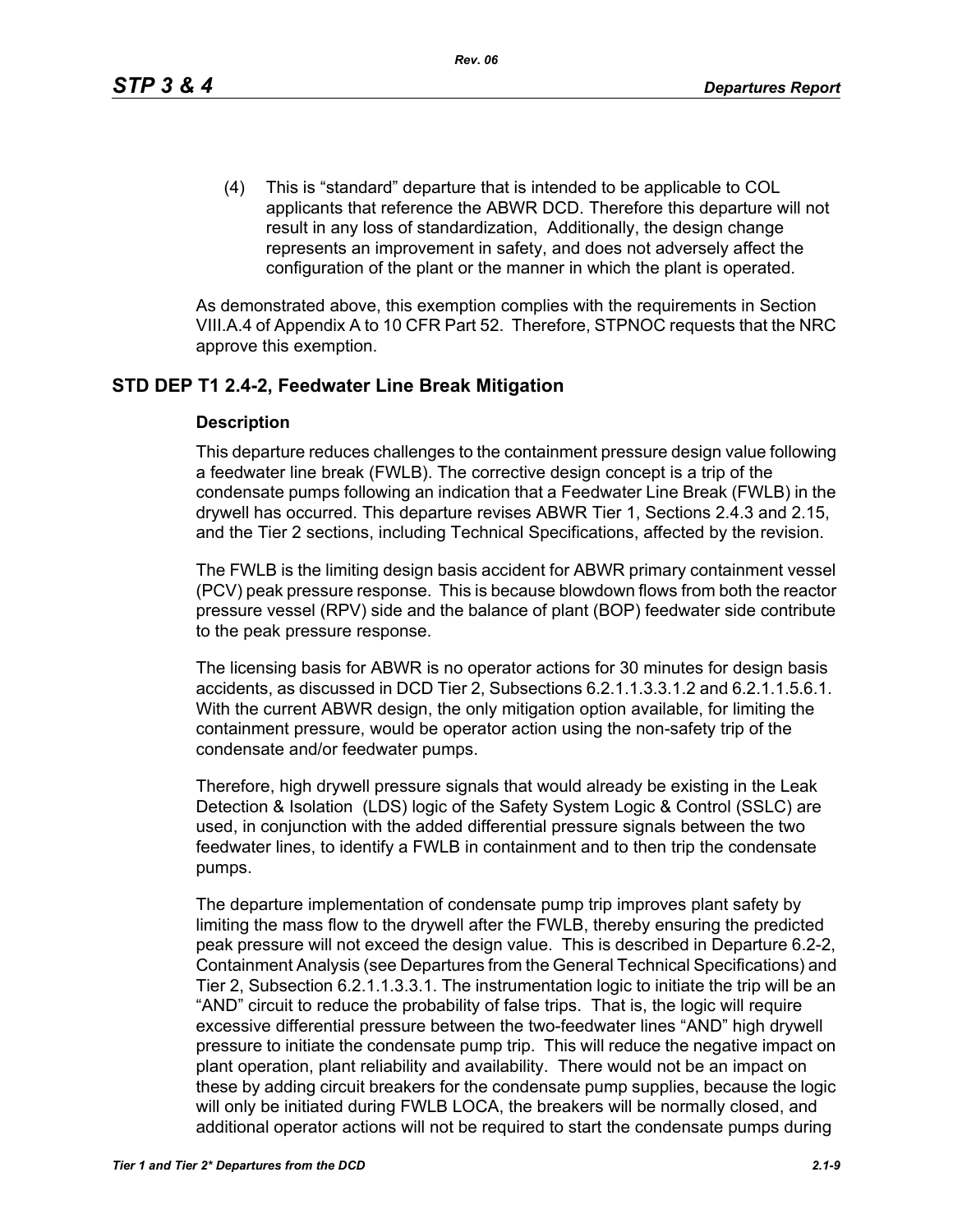(4) This is "standard" departure that is intended to be applicable to COL applicants that reference the ABWR DCD. Therefore this departure will not result in any loss of standardization, Additionally, the design change represents an improvement in safety, and does not adversely affect the configuration of the plant or the manner in which the plant is operated.

As demonstrated above, this exemption complies with the requirements in Section VIII.A.4 of Appendix A to 10 CFR Part 52. Therefore, STPNOC requests that the NRC approve this exemption.

## STD DEP T1 2.4-2, Feedwater Line Break Mitigation

### Description

This departure reduces challenges to the containment pressure design value following a feedwater line break (FWLB). The corrective design concept is a trip of the condensate pumps following an indication that a Feedwater Line Break (FWLB) in the drywell has occurred. This departure revises ABWR Tier 1, Sections 2.4.3 and 2.15, and the Tier 2 sections, including Technical Specifications, affected by the revision.

The FWLB is the limiting design basis accident for ABWR primary containment vessel (PCV) peak pressure response. This is because blowdown flows from both the reactor pressure vessel (RPV) side and the balance of plant (BOP) feedwater side contribute to the peak pressure response.

The licensing basis for ABWR is no operator actions for 30 minutes for design basis accidents, as discussed in DCD Tier 2, Subsections 6.2.1.1.3.3.1.2 and 6.2.1.1.5.6.1. With the current ABWR design, the only mitigation option available, for limiting the containment pressure, would be operator action using the non-safety trip of the condensate and/or feedwater pumps.

Therefore, high drywell pressure signals that would already be existing in the Leak Detection & Isolation (LDS) logic of the Safety System Logic & Control (SSLC) are used, in conjunction with the added differential pressure signals between the two feedwater lines, to identify a FWLB in containment and to then trip the condensate pumps.

The departure implementation of condensate pump trip improves plant safety by limiting the mass flow to the drywell after the FWLB, thereby ensuring the predicted peak pressure will not exceed the design value. This is described in Departure 6.2-2, Containment Analysis (see Departures from the General Technical Specifications) and Tier 2, Subsection 6.2.1.1.3.3.1. The instrumentation logic to initiate the trip will be an "AND" circuit to reduce the probability of false trips. That is, the logic will require excessive differential pressure between the two-feedwater lines "AND" high drywell pressure to initiate the condensate pump trip. This will reduce the negative impact on plant operation, plant reliability and availability. There would not be an impact on these by adding circuit breakers for the condensate pump supplies, because the logic will only be initiated during FWLB LOCA, the breakers will be normally closed, and additional operator actions will not be required to start the condensate pumps during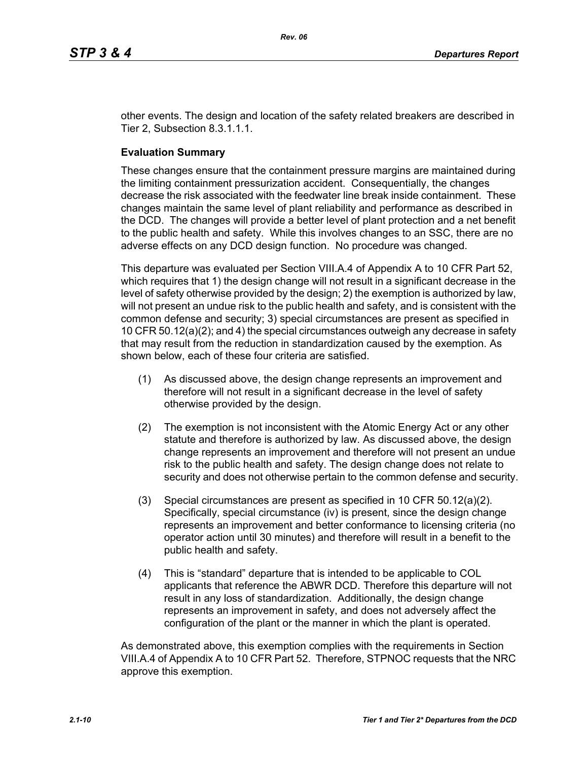other events. The design and location of the safety related breakers are described in Tier 2, Subsection 8.3.1.1.1.

**Evaluation Summary**

These changes ensure that the containment pressure margins are maintained during the limiting containment pressurization accident. Consequentially, the changes decrease the risk associated with the feedwater line break inside containment. These changes maintain the same level of plant reliability and performance as described in the DCD. The changes will provide a better level of plant protection and a net benefit to the public health and safety. While this involves changes to an SSC, there are no adverse effects on any DCD design function. No procedure was changed.

This departure was evaluated per Section VIII.A.4 of Appendix A to 10 CFR Part 52, which requires that 1) the design change will not result in a significant decrease in the level of safety otherwise provided by the design; 2) the exemption is authorized by law, will not present an undue risk to the public health and safety, and is consistent with the common defense and security; 3) special circumstances are present as specified in 10 CFR 50.12(a)(2); and 4) the special circumstances outweigh any decrease in safety that may result from the reduction in standardization caused by the exemption. As shown below, each of these four criteria are satisfied.

(1) As discussed above, the design change represents an improvement and therefore will not result in a significant decrease in the level of safety otherwise provided by the design.

(2) The exemption is not inconsistent with the Atomic Energy Act or any other statute and therefore is authorized by law. As discussed above, the design change represents an improvement and therefore will not present an undue risk to the public health and safety. The design change does not relate to security and does not otherwise pertain to the common defense and security.

(3) Special circumstances are present as specified in 10 CFR 50.12(a)(2). Specifically, special circumstance (iv) is present, since the design change represents an improvement and better conformance to licensing criteria (no operator action until 30 minutes) and therefore will result in a benefit to the public health and safety.

(4) This is "standard" departure that is intended to be applicable to COL applicants that reference the ABWR DCD. Therefore this departure will not result in any loss of standardization. Additionally, the design change represents an improvement in safety, and does not adversely affect the configuration of the plant or the manner in which the plant is operated.

As demonstrated above, this exemption complies with the requirements in Section VIII.A.4 of Appendix A to 10 CFR Part 52. Therefore, STPNOC requests that the NRC approve this exemption.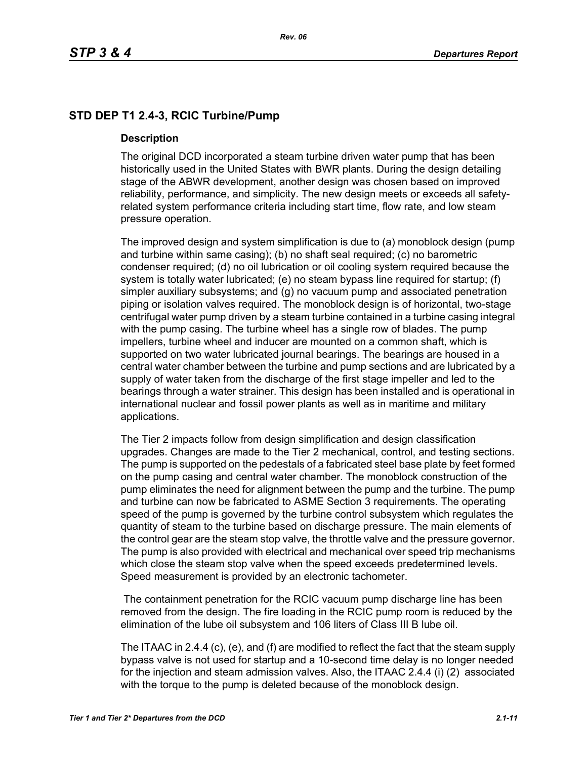## STD DEP T1 2.4-3, RCIC Turbine/Pump

### Description

The original DCD incorporated a steam turbine driven water pump that has been historically used in the United States with BWR plants. During the design detailing stage of the ABWR development, another design was chosen based on improved reliability, performance, and simplicity. The new design meets or exceeds all safety-related system performance criteria including start time, flow rate, and low steam pressure operation.

The improved design and system simplification is due to (a) monoblock design (pump and turbine within same casing); (b) no shaft seal required; (c) no barometric condenser required; (d) no oil lubrication or oil cooling system required because the system is totally water lubricated; (e) no steam bypass line required for startup; (f) simpler auxiliary subsystems; and (g) no vacuum pump and associated penetration piping or isolation valves required. The monoblock design is of horizontal, two-stage centrifugal water pump driven by a steam turbine contained in a turbine casing integral with the pump casing. The turbine wheel has a single row of blades. The pump impellers, turbine wheel and inducer are mounted on a common shaft, which is supported on two water lubricated journal bearings. The bearings are housed in a central water chamber between the turbine and pump sections and are lubricated by a supply of water taken from the discharge of the first stage impeller and led to the bearings through a water strainer. This design has been installed and is operational in international nuclear and fossil power plants as well as in maritime and military applications.

The Tier 2 impacts follow from design simplification and design classification upgrades. Changes are made to the Tier 2 mechanical, control, and testing sections. The pump is supported on the pedestals of a fabricated steel base plate by feet formed on the pump casing and central water chamber. The monoblock construction of the pump eliminates the need for alignment between the pump and the turbine. The pump and turbine can now be fabricated to ASME Section 3 requirements. The operating speed of the pump is governed by the turbine control subsystem which regulates the quantity of steam to the turbine based on discharge pressure. The main elements of the control gear are the steam stop valve, the throttle valve and the pressure governor. The pump is also provided with electrical and mechanical over speed trip mechanisms which close the steam stop valve when the speed exceeds predetermined levels. Speed measurement is provided by an electronic tachometer.

The containment penetration for the RCIC vacuum pump discharge line has been removed from the design. The fire loading in the RCIC pump room is reduced by the elimination of the lube oil subsystem and 106 liters of Class III B lube oil.

The ITAAC in 2.4.4 (c), (e), and (f) are modified to reflect the fact that the steam supply bypass valve is not used for startup and a 10-second time delay is no longer needed for the injection and steam admission valves. Also, the ITAAC 2.4.4 (i) (2) associated with the torque to the pump is deleted because of the monoblock design.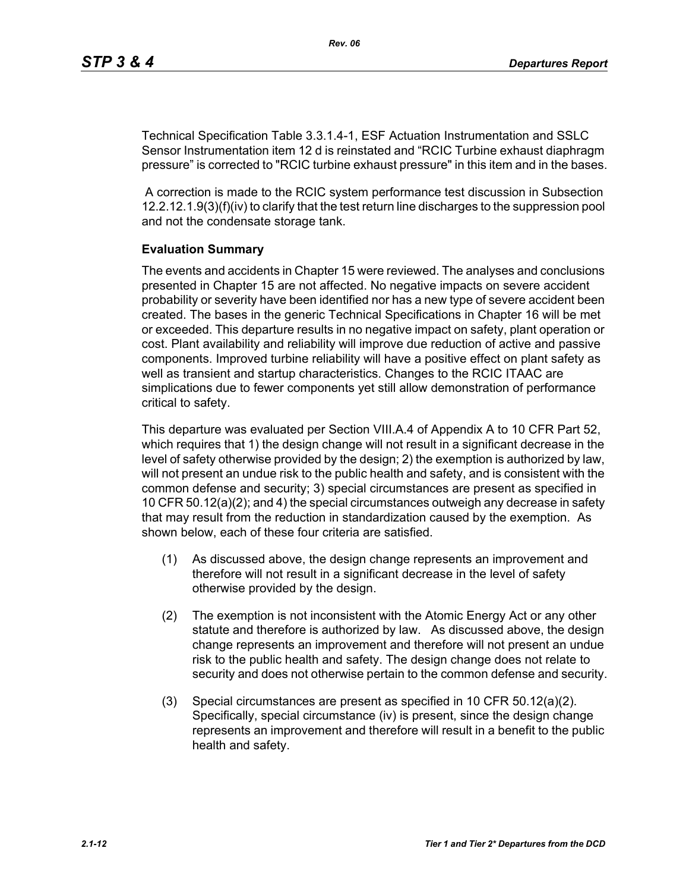Technical Specification Table 3.3.1.4-1, ESF Actuation Instrumentation and SSLC Sensor Instrumentation item 12 d is reinstated and "RCIC Turbine exhaust diaphragm pressure" is corrected to "RCIC turbine exhaust pressure" in this item and in the bases.

A correction is made to the RCIC system performance test discussion in Subsection 12.2.12.1.9(3)(f)(iv) to clarify that the test return line discharges to the suppression pool and not the condensate storage tank.

**Evaluation Summary**

The events and accidents in Chapter 15 were reviewed. The analyses and conclusions presented in Chapter 15 are not affected. No negative impacts on severe accident probability or severity have been identified nor has a new type of severe accident been created. The bases in the generic Technical Specifications in Chapter 16 will be met or exceeded. This departure results in no negative impact on safety, plant operation or cost. Plant availability and reliability will improve due reduction of active and passive components. Improved turbine reliability will have a positive effect on plant safety as well as transient and startup characteristics. Changes to the RCIC ITAAC are simplications due to fewer components yet still allow demonstration of performance critical to safety.

This departure was evaluated per Section VIII.A.4 of Appendix A to 10 CFR Part 52, which requires that 1) the design change will not result in a significant decrease in the level of safety otherwise provided by the design; 2) the exemption is authorized by law, will not present an undue risk to the public health and safety, and is consistent with the common defense and security; 3) special circumstances are present as specified in 10 CFR 50.12(a)(2); and 4) the special circumstances outweigh any decrease in safety that may result from the reduction in standardization caused by the exemption. As shown below, each of these four criteria are satisfied.

(1) As discussed above, the design change represents an improvement and therefore will not result in a significant decrease in the level of safety otherwise provided by the design.

(2) The exemption is not inconsistent with the Atomic Energy Act or any other statute and therefore is authorized by law. As discussed above, the design change represents an improvement and therefore will not present an undue risk to the public health and safety. The design change does not relate to security and does not otherwise pertain to the common defense and security.

(3) Special circumstances are present as specified in 10 CFR 50.12(a)(2). Specifically, special circumstance (iv) is present, since the design change represents an improvement and therefore will result in a benefit to the public health and safety.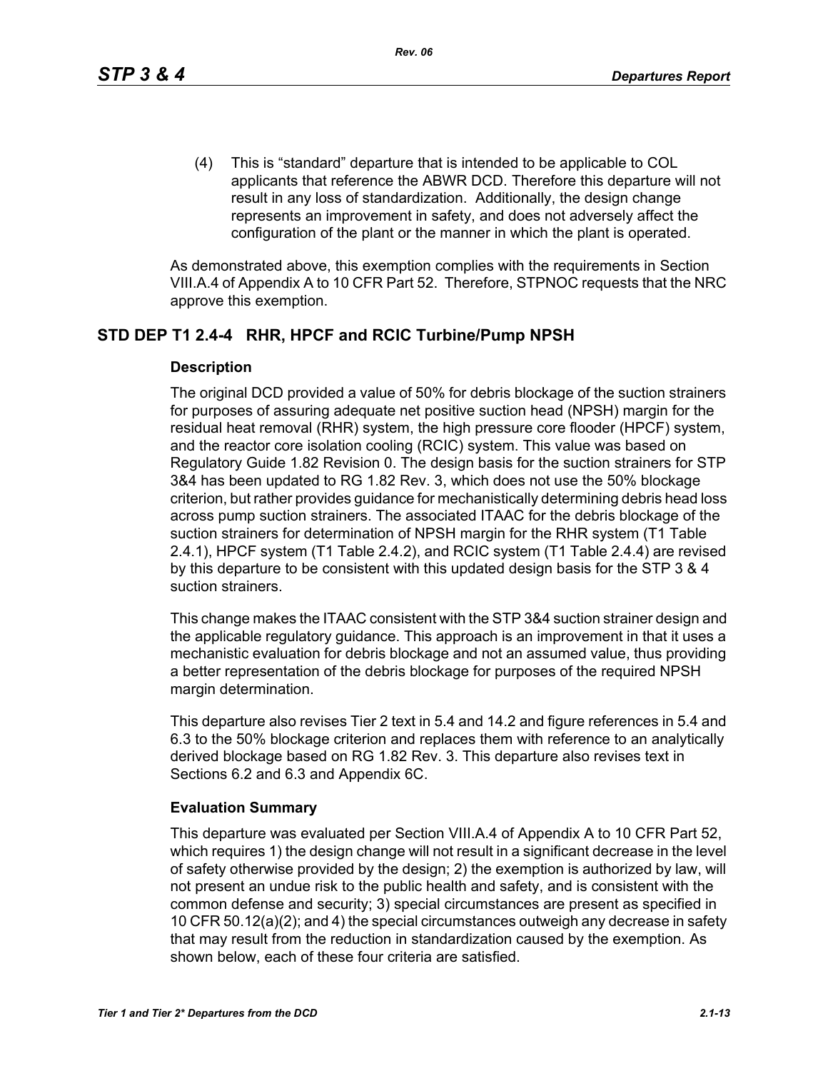(4) This is “standard” departure that is intended to be applicable to COL applicants that reference the ABWR DCD. Therefore this departure will not result in any loss of standardization. Additionally, the design change represents an improvement in safety, and does not adversely affect the configuration of the plant or the manner in which the plant is operated.

As demonstrated above, this exemption complies with the requirements in Section VIII.A.4 of Appendix A to 10 CFR Part 52. Therefore, STPNOC requests that the NRC approve this exemption.

## STD DEP T1 2.4-4 RHR, HPCF and RCIC Turbine/Pump NPSH

### Description

The original DCD provided a value of 50% for debris blockage of the suction strainers for purposes of assuring adequate net positive suction head (NPSH) margin for the residual heat removal (RHR) system, the high pressure core flooder (HPCF) system, and the reactor core isolation cooling (RCIC) system. This value was based on Regulatory Guide 1.82 Revision 0. The design basis for the suction strainers for STP 3&4 has been updated to RG 1.82 Rev. 3, which does not use the 50% blockage criterion, but rather provides guidance for mechanistically determining debris head loss across pump suction strainers. The associated ITAAC for the debris blockage of the suction strainers for determination of NPSH margin for the RHR system (T1 Table 2.4.1), HPCF system (T1 Table 2.4.2), and RCIC system (T1 Table 2.4.4) are revised by this departure to be consistent with this updated design basis for the STP 3 & 4 suction strainers.

This change makes the ITAAC consistent with the STP 3&4 suction strainer design and the applicable regulatory guidance. This approach is an improvement in that it uses a mechanistic evaluation for debris blockage and not an assumed value, thus providing a better representation of the debris blockage for purposes of the required NPSH margin determination.

This departure also revises Tier 2 text in 5.4 and 14.2 and figure references in 5.4 and 6.3 to the 50% blockage criterion and replaces them with reference to an analytically derived blockage based on RG 1.82 Rev. 3. This departure also revises text in Sections 6.2 and 6.3 and Appendix 6C.

### Evaluation Summary

This departure was evaluated per Section VIII.A.4 of Appendix A to 10 CFR Part 52, which requires 1) the design change will not result in a significant decrease in the level of safety otherwise provided by the design; 2) the exemption is authorized by law, will not present an undue risk to the public health and safety, and is consistent with the common defense and security; 3) special circumstances are present as specified in 10 CFR 50.12(a)(2); and 4) the special circumstances outweigh any decrease in safety that may result from the reduction in standardization caused by the exemption. As shown below, each of these four criteria are satisfied.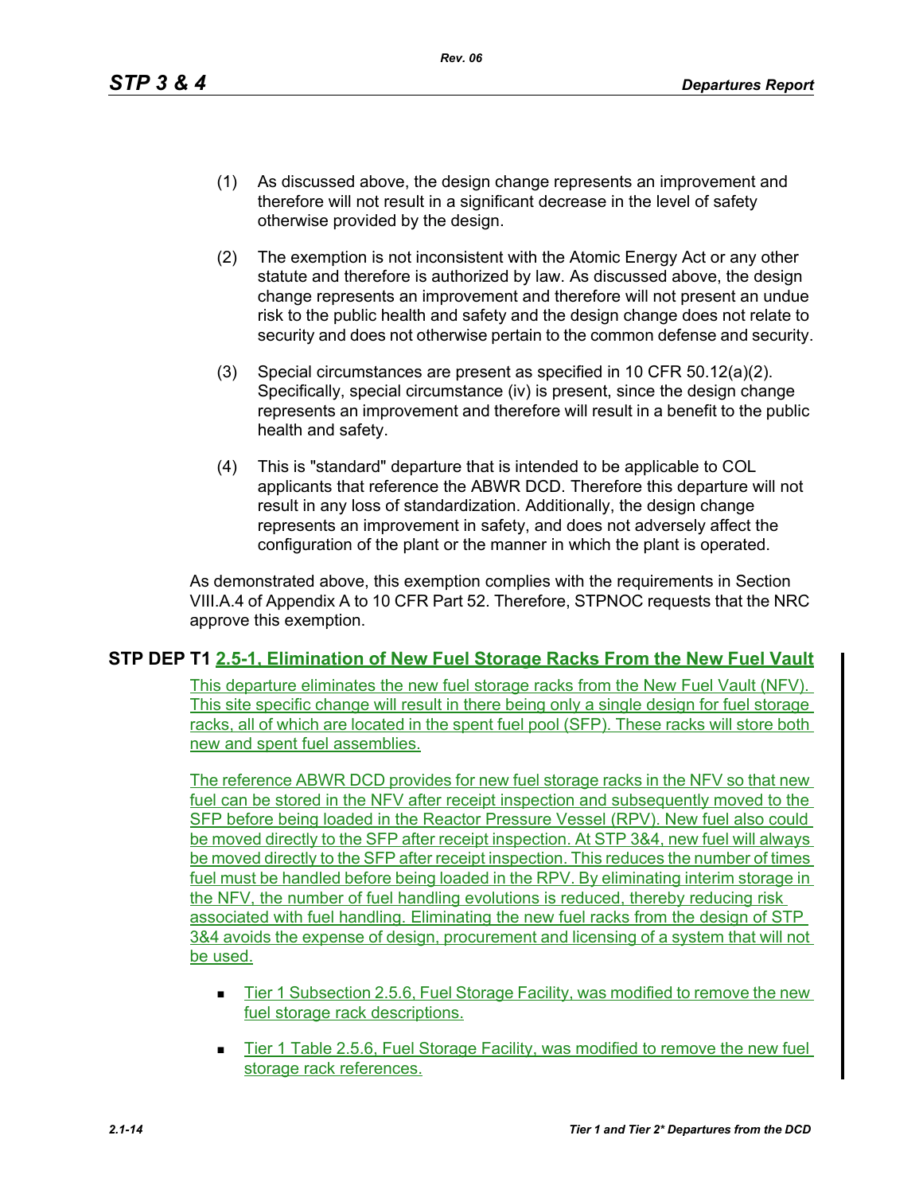(1) As discussed above, the design change represents an improvement and therefore will not result in a significant decrease in the level of safety otherwise provided by the design.

(2) The exemption is not inconsistent with the Atomic Energy Act or any other statute and therefore is authorized by law. As discussed above, the design change represents an improvement and therefore will not present an undue risk to the public health and safety and the design change does not relate to security and does not otherwise pertain to the common defense and security.

(3) Special circumstances are present as specified in 10 CFR 50.12(a)(2). Specifically, special circumstance (iv) is present, since the design change represents an improvement and therefore will result in a benefit to the public health and safety.

(4) This is "standard" departure that is intended to be applicable to COL applicants that reference the ABWR DCD. Therefore this departure will not result in any loss of standardization. Additionally, the design change represents an improvement in safety, and does not adversely affect the configuration of the plant or the manner in which the plant is operated.

As demonstrated above, this exemption complies with the requirements in Section VIII.A.4 of Appendix A to 10 CFR Part 52. Therefore, STPNOC requests that the NRC approve this exemption.

## STP DEP T1 2.5-1, Elimination of New Fuel Storage Racks From the New Fuel Vault

This departure eliminates the new fuel storage racks from the New Fuel Vault (NFV). This site specific change will result in there being only a single design for fuel storage racks, all of which are located in the spent fuel pool (SFP). These racks will store both new and spent fuel assemblies.

The reference ABWR DCD provides for new fuel storage racks in the NFV so that new fuel can be stored in the NFV after receipt inspection and subsequently moved to the SFP before being loaded in the Reactor Pressure Vessel (RPV). New fuel also could be moved directly to the SFP after receipt inspection. At STP 3&4, new fuel will always be moved directly to the SFP after receipt inspection. This reduces the number of times fuel must be handled before being loaded in the RPV. By eliminating interim storage in the NFV, the number of fuel handling evolutions is reduced, thereby reducing risk associated with fuel handling. Eliminating the new fuel racks from the design of STP 3&4 avoids the expense of design, procurement and licensing of a system that will not be used.

- Tier 1 Subsection 2.5.6, Fuel Storage Facility, was modified to remove the new fuel storage rack descriptions.
- Tier 1 Table 2.5.6, Fuel Storage Facility, was modified to remove the new fuel storage rack references.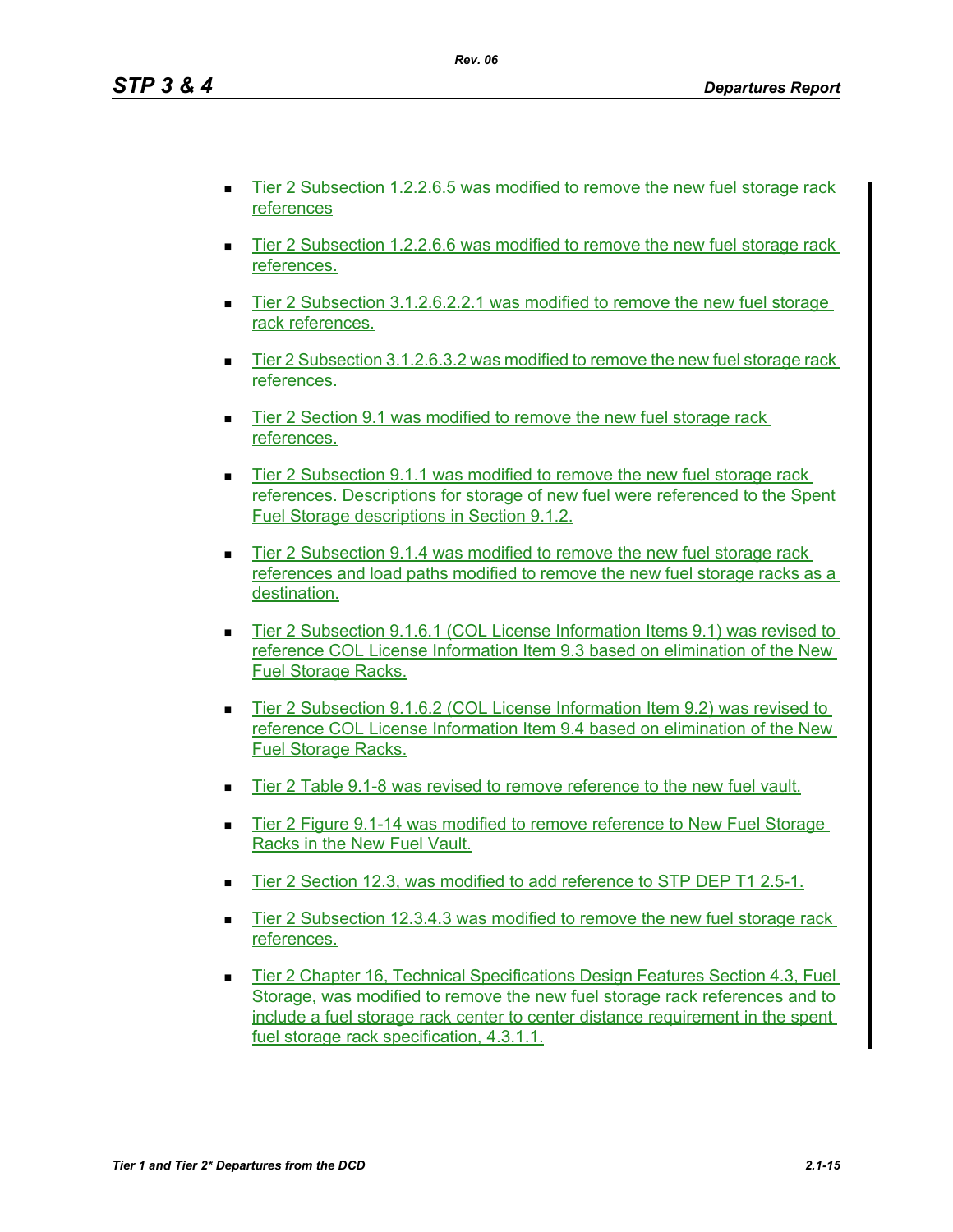- Tier 2 Subsection 1.2.2.6.5 was modified to remove the new fuel storage rack references
- Tier 2 Subsection 1.2.2.6.6 was modified to remove the new fuel storage rack references.
- Tier 2 Subsection 3.1.2.6.2.2.1 was modified to remove the new fuel storage rack references.
- Tier 2 Subsection 3.1.2.6.3.2 was modified to remove the new fuel storage rack references.
- Tier 2 Section 9.1 was modified to remove the new fuel storage rack references.
- Tier 2 Subsection 9.1.1 was modified to remove the new fuel storage rack references. Descriptions for storage of new fuel were referenced to the Spent Fuel Storage descriptions in Section 9.1.2.
- Tier 2 Subsection 9.1.4 was modified to remove the new fuel storage rack references and load paths modified to remove the new fuel storage racks as a destination.
- Tier 2 Subsection 9.1.6.1 (COL License Information Items 9.1) was revised to reference COL License Information Item 9.3 based on elimination of the New Fuel Storage Racks.
- Tier 2 Subsection 9.1.6.2 (COL License Information Item 9.2) was revised to reference COL License Information Item 9.4 based on elimination of the New Fuel Storage Racks.
- Tier 2 Table 9.1-8 was revised to remove reference to the new fuel vault.
- Tier 2 Figure 9.1-14 was modified to remove reference to New Fuel Storage Racks in the New Fuel Vault.
- Tier 2 Section 12.3, was modified to add reference to STP DEP T1 2.5-1.
- Tier 2 Subsection 12.3.4.3 was modified to remove the new fuel storage rack references.
- Tier 2 Chapter 16, Technical Specifications Design Features Section 4.3, Fuel Storage, was modified to remove the new fuel storage rack references and to include a fuel storage rack center to center distance requirement in the spent fuel storage rack specification, 4.3.1.1.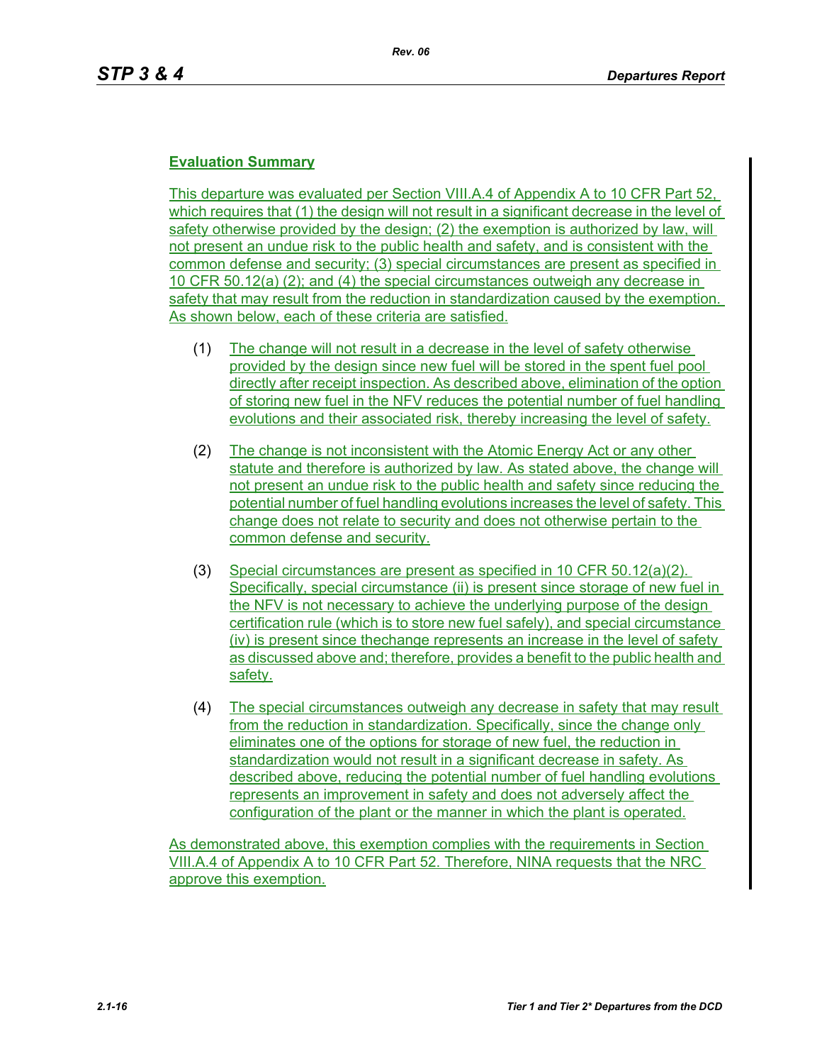**Evaluation Summary**

This departure was evaluated per Section VIII.A.4 of Appendix A to 10 CFR Part 52, which requires that (1) the design will not result in a significant decrease in the level of safety otherwise provided by the design; (2) the exemption is authorized by law, will not present an undue risk to the public health and safety, and is consistent with the common defense and security; (3) special circumstances are present as specified in 10 CFR 50.12(a) (2); and (4) the special circumstances outweigh any decrease in safety that may result from the reduction in standardization caused by the exemption. As shown below, each of these criteria are satisfied.

(1) The change will not result in a decrease in the level of safety otherwise provided by the design since new fuel will be stored in the spent fuel pool directly after receipt inspection. As described above, elimination of the option of storing new fuel in the NFV reduces the potential number of fuel handling evolutions and their associated risk, thereby increasing the level of safety.

(2) The change is not inconsistent with the Atomic Energy Act or any other statute and therefore is authorized by law. As stated above, the change will not present an undue risk to the public health and safety since reducing the potential number of fuel handling evolutions increases the level of safety. This change does not relate to security and does not otherwise pertain to the common defense and security.

(3) Special circumstances are present as specified in 10 CFR 50.12(a)(2). Specifically, special circumstance (ii) is present since storage of new fuel in the NFV is not necessary to achieve the underlying purpose of the design certification rule (which is to store new fuel safely), and special circumstance (iv) is present since thechange represents an increase in the level of safety as discussed above and; therefore, provides a benefit to the public health and safety.

(4) The special circumstances outweigh any decrease in safety that may result from the reduction in standardization. Specifically, since the change only eliminates one of the options for storage of new fuel, the reduction in standardization would not result in a significant decrease in safety. As described above, reducing the potential number of fuel handling evolutions represents an improvement in safety and does not adversely affect the configuration of the plant or the manner in which the plant is operated.

As demonstrated above, this exemption complies with the requirements in Section VIII.A.4 of Appendix A to 10 CFR Part 52. Therefore, NINA requests that the NRC approve this exemption.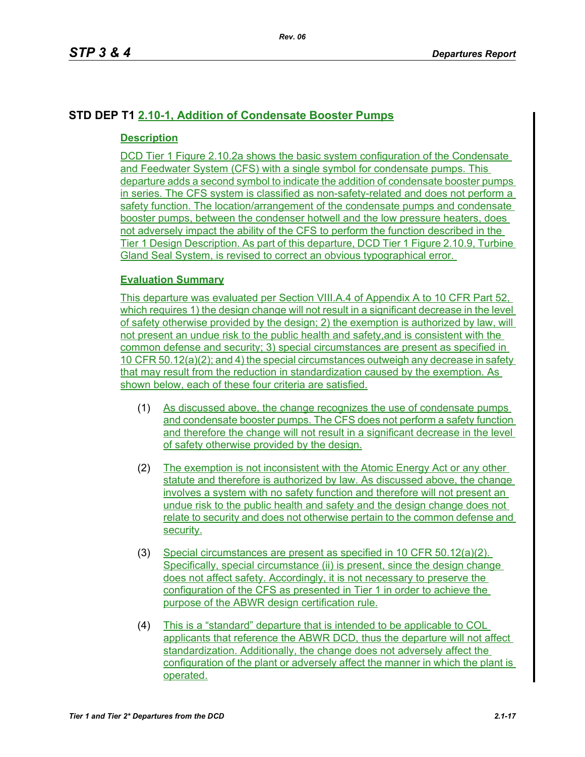## STD DEP T1 2.10-1, Addition of Condensate Booster Pumps

### Description

DCD Tier 1 Figure 2.10.2a shows the basic system configuration of the Condensate and Feedwater System (CFS) with a single symbol for condensate pumps. This departure adds a second symbol to indicate the addition of condensate booster pumps in series. The CFS system is classified as non-safety-related and does not perform a safety function. The location/arrangement of the condensate pumps and condensate booster pumps, between the condenser hotwell and the low pressure heaters, does not adversely impact the ability of the CFS to perform the function described in the Tier 1 Design Description. As part of this departure, DCD Tier 1 Figure 2.10.9, Turbine Gland Seal System, is revised to correct an obvious typographical error.

### Evaluation Summary

This departure was evaluated per Section VIII.A.4 of Appendix A to 10 CFR Part 52, which requires 1) the design change will not result in a significant decrease in the level of safety otherwise provided by the design; 2) the exemption is authorized by law, will not present an undue risk to the public health and safety,and is consistent with the common defense and security; 3) special circumstances are present as specified in 10 CFR 50.12(a)(2); and 4) the special circumstances outweigh any decrease in safety that may result from the reduction in standardization caused by the exemption. As shown below, each of these four criteria are satisfied.

(1) As discussed above, the change recognizes the use of condensate pumps and condensate booster pumps. The CFS does not perform a safety function and therefore the change will not result in a significant decrease in the level of safety otherwise provided by the design.

(2) The exemption is not inconsistent with the Atomic Energy Act or any other statute and therefore is authorized by law. As discussed above, the change involves a system with no safety function and therefore will not present an undue risk to the public health and safety and the design change does not relate to security and does not otherwise pertain to the common defense and security.

(3) Special circumstances are present as specified in 10 CFR 50.12(a)(2). Specifically, special circumstance (ii) is present, since the design change does not affect safety. Accordingly, it is not necessary to preserve the configuration of the CFS as presented in Tier 1 in order to achieve the purpose of the ABWR design certification rule.

(4) This is a “standard” departure that is intended to be applicable to COL applicants that reference the ABWR DCD, thus the departure will not affect standardization. Additionally, the change does not adversely affect the configuration of the plant or adversely affect the manner in which the plant is operated.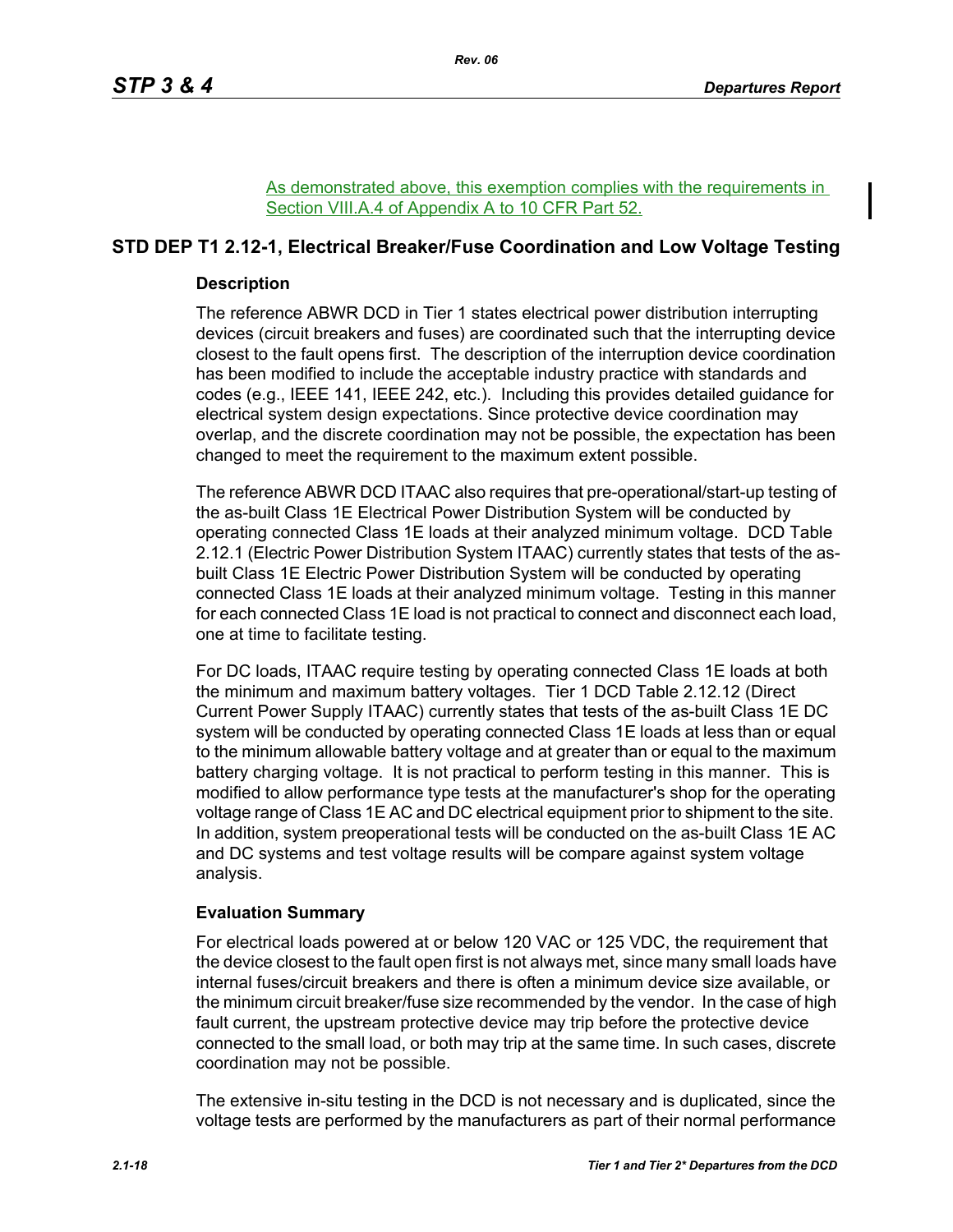As demonstrated above, this exemption complies with the requirements in Section VIII.A.4 of Appendix A to 10 CFR Part 52.

## STD DEP T1 2.12-1, Electrical Breaker/Fuse Coordination and Low Voltage Testing

### Description

The reference ABWR DCD in Tier 1 states electrical power distribution interrupting devices (circuit breakers and fuses) are coordinated such that the interrupting device closest to the fault opens first. The description of the interruption device coordination has been modified to include the acceptable industry practice with standards and codes (e.g., IEEE 141, IEEE 242, etc.). Including this provides detailed guidance for electrical system design expectations. Since protective device coordination may overlap, and the discrete coordination may not be possible, the expectation has been changed to meet the requirement to the maximum extent possible.

The reference ABWR DCD ITAAC also requires that pre-operational/start-up testing of the as-built Class 1E Electrical Power Distribution System will be conducted by operating connected Class 1E loads at their analyzed minimum voltage. DCD Table 2.12.1 (Electric Power Distribution System ITAAC) currently states that tests of the as-built Class 1E Electric Power Distribution System will be conducted by operating connected Class 1E loads at their analyzed minimum voltage. Testing in this manner for each connected Class 1E load is not practical to connect and disconnect each load, one at time to facilitate testing.

For DC loads, ITAAC require testing by operating connected Class 1E loads at both the minimum and maximum battery voltages. Tier 1 DCD Table 2.12.12 (Direct Current Power Supply ITAAC) currently states that tests of the as-built Class 1E DC system will be conducted by operating connected Class 1E loads at less than or equal to the minimum allowable battery voltage and at greater than or equal to the maximum battery charging voltage. It is not practical to perform testing in this manner. This is modified to allow performance type tests at the manufacturer's shop for the operating voltage range of Class 1E AC and DC electrical equipment prior to shipment to the site. In addition, system preoperational tests will be conducted on the as-built Class 1E AC and DC systems and test voltage results will be compare against system voltage analysis.

### Evaluation Summary

For electrical loads powered at or below 120 VAC or 125 VDC, the requirement that the device closest to the fault open first is not always met, since many small loads have internal fuses/circuit breakers and there is often a minimum device size available, or the minimum circuit breaker/fuse size recommended by the vendor. In the case of high fault current, the upstream protective device may trip before the protective device connected to the small load, or both may trip at the same time. In such cases, discrete coordination may not be possible.

The extensive in-situ testing in the DCD is not necessary and is duplicated, since the voltage tests are performed by the manufacturers as part of their normal performance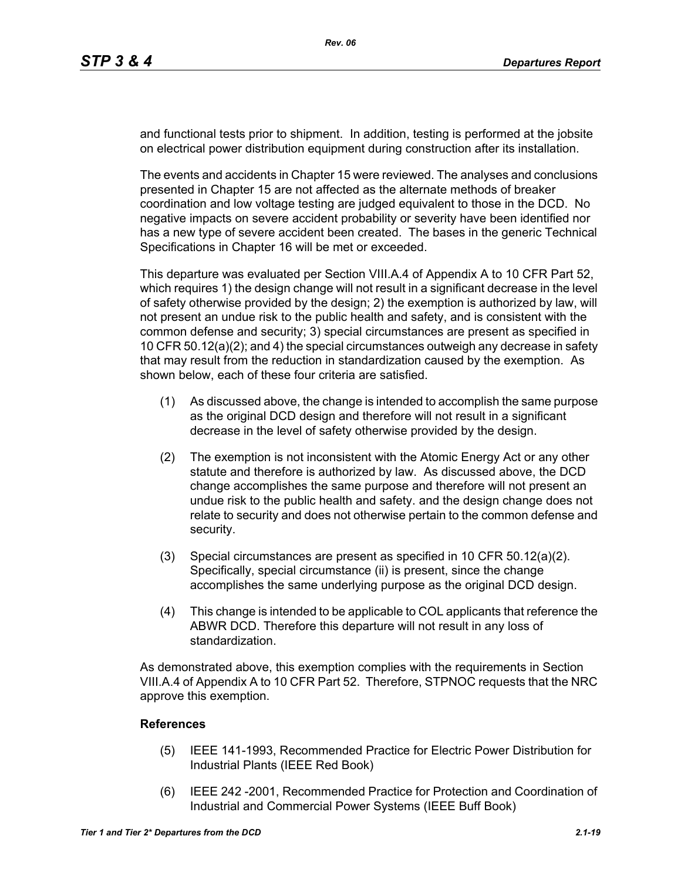and functional tests prior to shipment. In addition, testing is performed at the jobsite on electrical power distribution equipment during construction after its installation.

The events and accidents in Chapter 15 were reviewed. The analyses and conclusions presented in Chapter 15 are not affected as the alternate methods of breaker coordination and low voltage testing are judged equivalent to those in the DCD. No negative impacts on severe accident probability or severity have been identified nor has a new type of severe accident been created. The bases in the generic Technical Specifications in Chapter 16 will be met or exceeded.

This departure was evaluated per Section VIII.A.4 of Appendix A to 10 CFR Part 52, which requires 1) the design change will not result in a significant decrease in the level of safety otherwise provided by the design; 2) the exemption is authorized by law, will not present an undue risk to the public health and safety, and is consistent with the common defense and security; 3) special circumstances are present as specified in 10 CFR 50.12(a)(2); and 4) the special circumstances outweigh any decrease in safety that may result from the reduction in standardization caused by the exemption. As shown below, each of these four criteria are satisfied.

(1) As discussed above, the change is intended to accomplish the same purpose as the original DCD design and therefore will not result in a significant decrease in the level of safety otherwise provided by the design.

(2) The exemption is not inconsistent with the Atomic Energy Act or any other statute and therefore is authorized by law. As discussed above, the DCD change accomplishes the same purpose and therefore will not present an undue risk to the public health and safety. and the design change does not relate to security and does not otherwise pertain to the common defense and security.

(3) Special circumstances are present as specified in 10 CFR 50.12(a)(2). Specifically, special circumstance (ii) is present, since the change accomplishes the same underlying purpose as the original DCD design.

(4) This change is intended to be applicable to COL applicants that reference the ABWR DCD. Therefore this departure will not result in any loss of standardization.

As demonstrated above, this exemption complies with the requirements in Section VIII.A.4 of Appendix A to 10 CFR Part 52. Therefore, STPNOC requests that the NRC approve this exemption.

**References**

(5) IEEE 141-1993, Recommended Practice for Electric Power Distribution for Industrial Plants (IEEE Red Book)

(6) IEEE 242 -2001, Recommended Practice for Protection and Coordination of Industrial and Commercial Power Systems (IEEE Buff Book)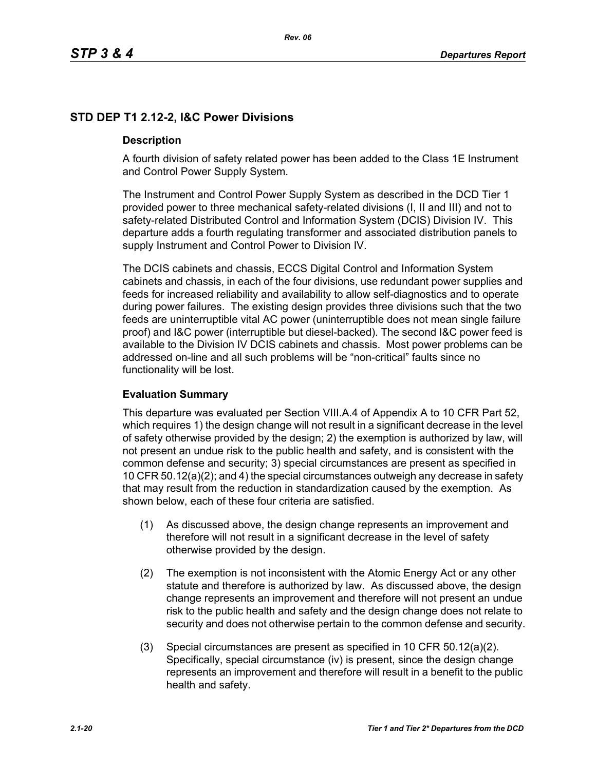## STD DEP T1 2.12-2, I&C Power Divisions

### Description

A fourth division of safety related power has been added to the Class 1E Instrument and Control Power Supply System.

The Instrument and Control Power Supply System as described in the DCD Tier 1 provided power to three mechanical safety-related divisions (I, II and III) and not to safety-related Distributed Control and Information System (DCIS) Division IV. This departure adds a fourth regulating transformer and associated distribution panels to supply Instrument and Control Power to Division IV.

The DCIS cabinets and chassis, ECCS Digital Control and Information System cabinets and chassis, in each of the four divisions, use redundant power supplies and feeds for increased reliability and availability to allow self-diagnostics and to operate during power failures. The existing design provides three divisions such that the two feeds are uninterruptible vital AC power (uninterruptible does not mean single failure proof) and I&C power (interruptible but diesel-backed). The second I&C power feed is available to the Division IV DCIS cabinets and chassis. Most power problems can be addressed on-line and all such problems will be "non-critical" faults since no functionality will be lost.

### Evaluation Summary

This departure was evaluated per Section VIII.A.4 of Appendix A to 10 CFR Part 52, which requires 1) the design change will not result in a significant decrease in the level of safety otherwise provided by the design; 2) the exemption is authorized by law, will not present an undue risk to the public health and safety, and is consistent with the common defense and security; 3) special circumstances are present as specified in 10 CFR 50.12(a)(2); and 4) the special circumstances outweigh any decrease in safety that may result from the reduction in standardization caused by the exemption. As shown below, each of these four criteria are satisfied.

(1) As discussed above, the design change represents an improvement and therefore will not result in a significant decrease in the level of safety otherwise provided by the design.

(2) The exemption is not inconsistent with the Atomic Energy Act or any other statute and therefore is authorized by law. As discussed above, the design change represents an improvement and therefore will not present an undue risk to the public health and safety and the design change does not relate to security and does not otherwise pertain to the common defense and security.

(3) Special circumstances are present as specified in 10 CFR 50.12(a)(2). Specifically, special circumstance (iv) is present, since the design change represents an improvement and therefore will result in a benefit to the public health and safety.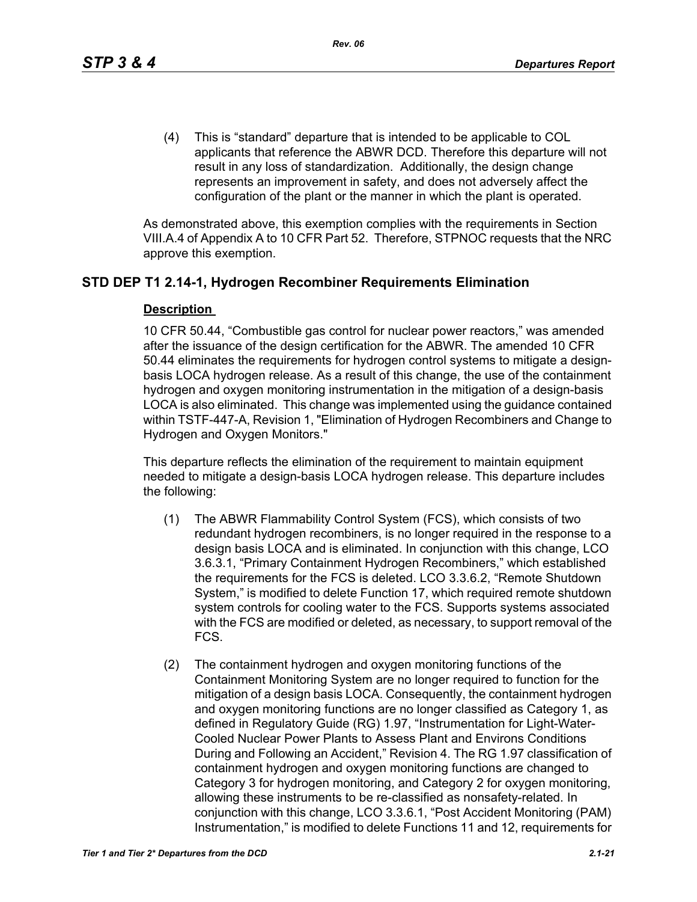(4) This is “standard” departure that is intended to be applicable to COL applicants that reference the ABWR DCD. Therefore this departure will not result in any loss of standardization. Additionally, the design change represents an improvement in safety, and does not adversely affect the configuration of the plant or the manner in which the plant is operated.

As demonstrated above, this exemption complies with the requirements in Section VIII.A.4 of Appendix A to 10 CFR Part 52. Therefore, STPNOC requests that the NRC approve this exemption.

## STD DEP T1 2.14-1, Hydrogen Recombiner Requirements Elimination

### Description

10 CFR 50.44, “Combustible gas control for nuclear power reactors,” was amended after the issuance of the design certification for the ABWR. The amended 10 CFR 50.44 eliminates the requirements for hydrogen control systems to mitigate a design-basis LOCA hydrogen release. As a result of this change, the use of the containment hydrogen and oxygen monitoring instrumentation in the mitigation of a design-basis LOCA is also eliminated. This change was implemented using the guidance contained within TSTF-447-A, Revision 1, "Elimination of Hydrogen Recombiners and Change to Hydrogen and Oxygen Monitors."

This departure reflects the elimination of the requirement to maintain equipment needed to mitigate a design-basis LOCA hydrogen release. This departure includes the following:

(1) The ABWR Flammability Control System (FCS), which consists of two redundant hydrogen recombiners, is no longer required in the response to a design basis LOCA and is eliminated. In conjunction with this change, LCO 3.6.3.1, “Primary Containment Hydrogen Recombiners,” which established the requirements for the FCS is deleted. LCO 3.3.6.2, “Remote Shutdown System,” is modified to delete Function 17, which required remote shutdown system controls for cooling water to the FCS. Supports systems associated with the FCS are modified or deleted, as necessary, to support removal of the FCS.

(2) The containment hydrogen and oxygen monitoring functions of the Containment Monitoring System are no longer required to function for the mitigation of a design basis LOCA. Consequently, the containment hydrogen and oxygen monitoring functions are no longer classified as Category 1, as defined in Regulatory Guide (RG) 1.97, “Instrumentation for Light-Water-Cooled Nuclear Power Plants to Assess Plant and Environs Conditions During and Following an Accident,” Revision 4. The RG 1.97 classification of containment hydrogen and oxygen monitoring functions are changed to Category 3 for hydrogen monitoring, and Category 2 for oxygen monitoring, allowing these instruments to be re-classified as nonsafety-related. In conjunction with this change, LCO 3.3.6.1, “Post Accident Monitoring (PAM) Instrumentation,” is modified to delete Functions 11 and 12, requirements for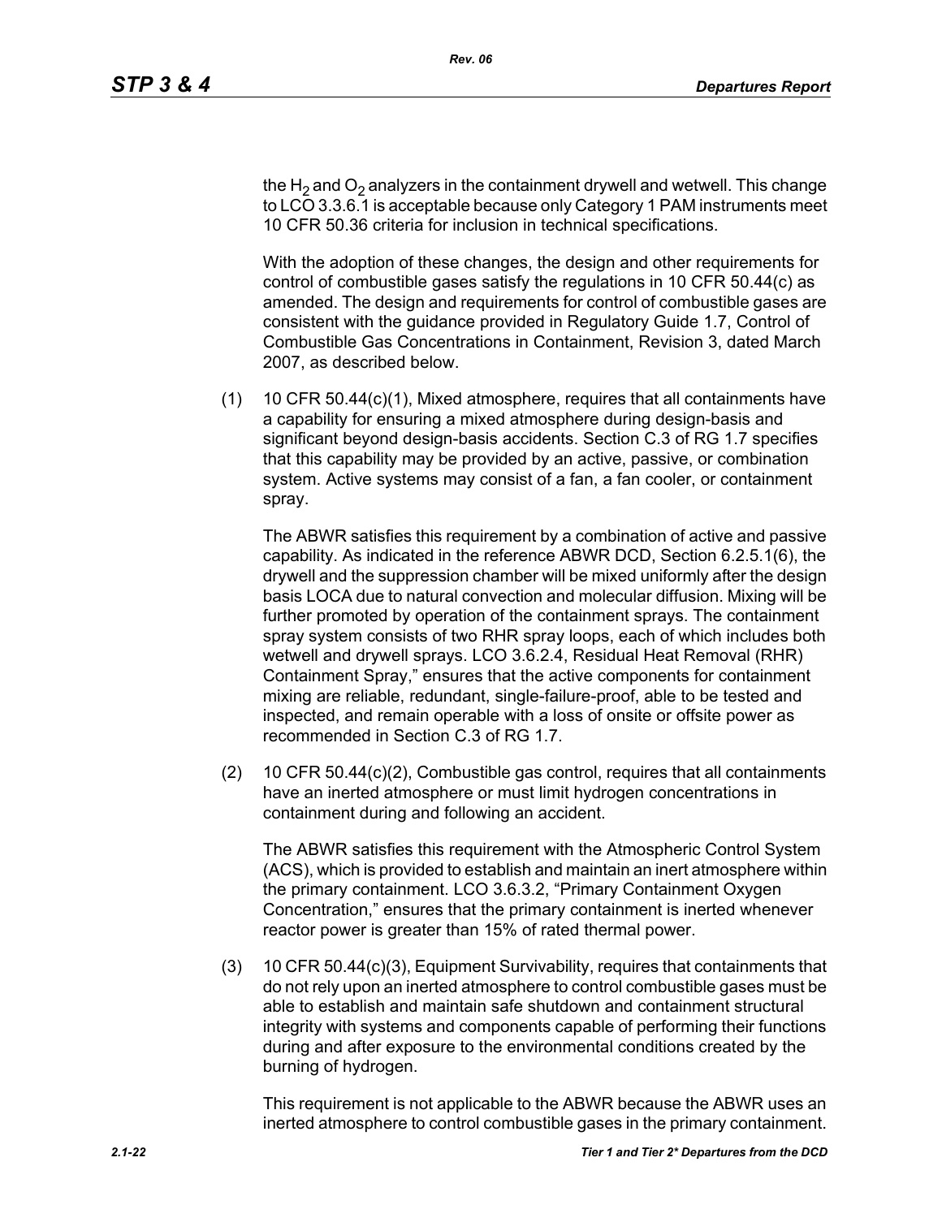the $H_2$ and $O_2$ analyzers in the containment drywell and wetwell. This change to LCO 3.3.6.1 is acceptable because only Category 1 PAM instruments meet 10 CFR 50.36 criteria for inclusion in technical specifications.

With the adoption of these changes, the design and other requirements for control of combustible gases satisfy the regulations in 10 CFR 50.44(c) as amended. The design and requirements for control of combustible gases are consistent with the guidance provided in Regulatory Guide 1.7, Control of Combustible Gas Concentrations in Containment, Revision 3, dated March 2007, as described below.

(1) 10 CFR 50.44(c)(1), Mixed atmosphere, requires that all containments have a capability for ensuring a mixed atmosphere during design-basis and significant beyond design-basis accidents. Section C.3 of RG 1.7 specifies that this capability may be provided by an active, passive, or combination system. Active systems may consist of a fan, a fan cooler, or containment spray.

The ABWR satisfies this requirement by a combination of active and passive capability. As indicated in the reference ABWR DCD, Section 6.2.5.1(6), the drywell and the suppression chamber will be mixed uniformly after the design basis LOCA due to natural convection and molecular diffusion. Mixing will be further promoted by operation of the containment sprays. The containment spray system consists of two RHR spray loops, each of which includes both wetwell and drywell sprays. LCO 3.6.2.4, Residual Heat Removal (RHR) Containment Spray," ensures that the active components for containment mixing are reliable, redundant, single-failure-proof, able to be tested and inspected, and remain operable with a loss of onsite or offsite power as recommended in Section C.3 of RG 1.7.

(2) 10 CFR 50.44(c)(2), Combustible gas control, requires that all containments have an inerted atmosphere or must limit hydrogen concentrations in containment during and following an accident.

The ABWR satisfies this requirement with the Atmospheric Control System (ACS), which is provided to establish and maintain an inert atmosphere within the primary containment. LCO 3.6.3.2, "Primary Containment Oxygen Concentration," ensures that the primary containment is inerted whenever reactor power is greater than 15% of rated thermal power.

(3) 10 CFR 50.44(c)(3), Equipment Survivability, requires that containments that do not rely upon an inerted atmosphere to control combustible gases must be able to establish and maintain safe shutdown and containment structural integrity with systems and components capable of performing their functions during and after exposure to the environmental conditions created by the burning of hydrogen.

This requirement is not applicable to the ABWR because the ABWR uses an inerted atmosphere to control combustible gases in the primary containment.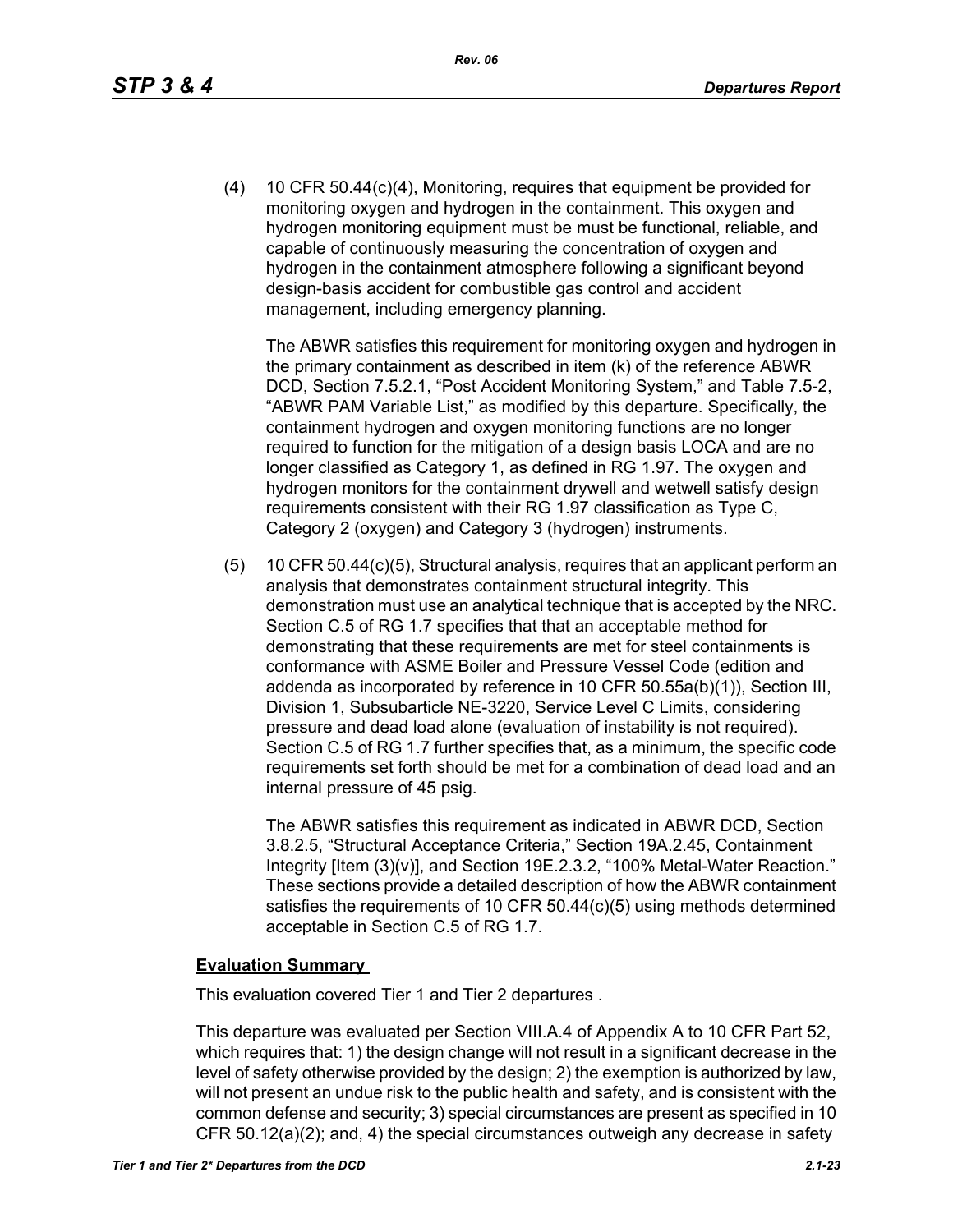(4) 10 CFR 50.44(c)(4), Monitoring, requires that equipment be provided for monitoring oxygen and hydrogen in the containment. This oxygen and hydrogen monitoring equipment must be must be functional, reliable, and capable of continuously measuring the concentration of oxygen and hydrogen in the containment atmosphere following a significant beyond design-basis accident for combustible gas control and accident management, including emergency planning.

The ABWR satisfies this requirement for monitoring oxygen and hydrogen in the primary containment as described in item (k) of the reference ABWR DCD, Section 7.5.2.1, "Post Accident Monitoring System," and Table 7.5-2, "ABWR PAM Variable List," as modified by this departure. Specifically, the containment hydrogen and oxygen monitoring functions are no longer required to function for the mitigation of a design basis LOCA and are no longer classified as Category 1, as defined in RG 1.97. The oxygen and hydrogen monitors for the containment drywell and wetwell satisfy design requirements consistent with their RG 1.97 classification as Type C, Category 2 (oxygen) and Category 3 (hydrogen) instruments.

(5) 10 CFR 50.44(c)(5), Structural analysis, requires that an applicant perform an analysis that demonstrates containment structural integrity. This demonstration must use an analytical technique that is accepted by the NRC. Section C.5 of RG 1.7 specifies that that an acceptable method for demonstrating that these requirements are met for steel containments is conformance with ASME Boiler and Pressure Vessel Code (edition and addenda as incorporated by reference in 10 CFR 50.55a(b)(1)), Section III, Division 1, Subsubarticle NE-3220, Service Level C Limits, considering pressure and dead load alone (evaluation of instability is not required). Section C.5 of RG 1.7 further specifies that, as a minimum, the specific code requirements set forth should be met for a combination of dead load and an internal pressure of 45 psig.

The ABWR satisfies this requirement as indicated in ABWR DCD, Section 3.8.2.5, "Structural Acceptance Criteria," Section 19A.2.45, Containment Integrity [Item (3)(v)], and Section 19E.2.3.2, "100% Metal-Water Reaction." These sections provide a detailed description of how the ABWR containment satisfies the requirements of 10 CFR 50.44(c)(5) using methods determined acceptable in Section C.5 of RG 1.7.

**Evaluation Summary**

This evaluation covered Tier 1 and Tier 2 departures .

This departure was evaluated per Section VIII.A.4 of Appendix A to 10 CFR Part 52, which requires that: 1) the design change will not result in a significant decrease in the level of safety otherwise provided by the design; 2) the exemption is authorized by law, will not present an undue risk to the public health and safety, and is consistent with the common defense and security; 3) special circumstances are present as specified in 10 CFR 50.12(a)(2); and, 4) the special circumstances outweigh any decrease in safety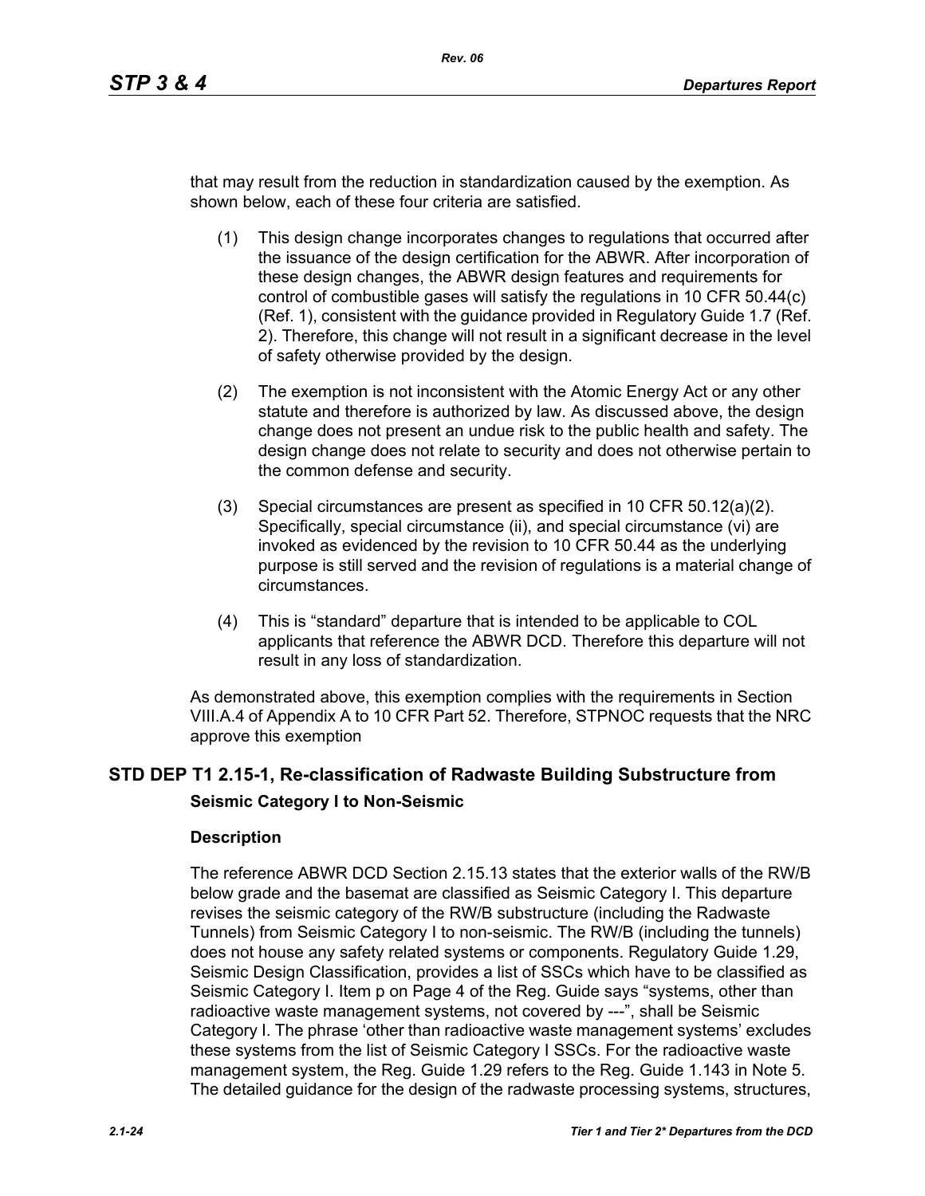that may result from the reduction in standardization caused by the exemption. As shown below, each of these four criteria are satisfied.

(1) This design change incorporates changes to regulations that occurred after the issuance of the design certification for the ABWR. After incorporation of these design changes, the ABWR design features and requirements for control of combustible gases will satisfy the regulations in 10 CFR 50.44(c) (Ref. 1), consistent with the guidance provided in Regulatory Guide 1.7 (Ref. 2). Therefore, this change will not result in a significant decrease in the level of safety otherwise provided by the design.

(2) The exemption is not inconsistent with the Atomic Energy Act or any other statute and therefore is authorized by law. As discussed above, the design change does not present an undue risk to the public health and safety. The design change does not relate to security and does not otherwise pertain to the common defense and security.

(3) Special circumstances are present as specified in 10 CFR 50.12(a)(2). Specifically, special circumstance (ii), and special circumstance (vi) are invoked as evidenced by the revision to 10 CFR 50.44 as the underlying purpose is still served and the revision of regulations is a material change of circumstances.

(4) This is "standard" departure that is intended to be applicable to COL applicants that reference the ABWR DCD. Therefore this departure will not result in any loss of standardization.

As demonstrated above, this exemption complies with the requirements in Section VIII.A.4 of Appendix A to 10 CFR Part 52. Therefore, STPNOC requests that the NRC approve this exemption

## STD DEP T1 2.15-1, Re-classification of Radwaste Building Substructure from Seismic Category I to Non-Seismic

### Description

The reference ABWR DCD Section 2.15.13 states that the exterior walls of the RW/B below grade and the basemat are classified as Seismic Category I. This departure revises the seismic category of the RW/B substructure (including the Radwaste Tunnels) from Seismic Category I to non-seismic. The RW/B (including the tunnels) does not house any safety related systems or components. Regulatory Guide 1.29, Seismic Design Classification, provides a list of SSCs which have to be classified as Seismic Category I. Item p on Page 4 of the Reg. Guide says "systems, other than radioactive waste management systems, not covered by ---", shall be Seismic Category I. The phrase 'other than radioactive waste management systems' excludes these systems from the list of Seismic Category I SSCs. For the radioactive waste management system, the Reg. Guide 1.29 refers to the Reg. Guide 1.143 in Note 5. The detailed guidance for the design of the radwaste processing systems, structures,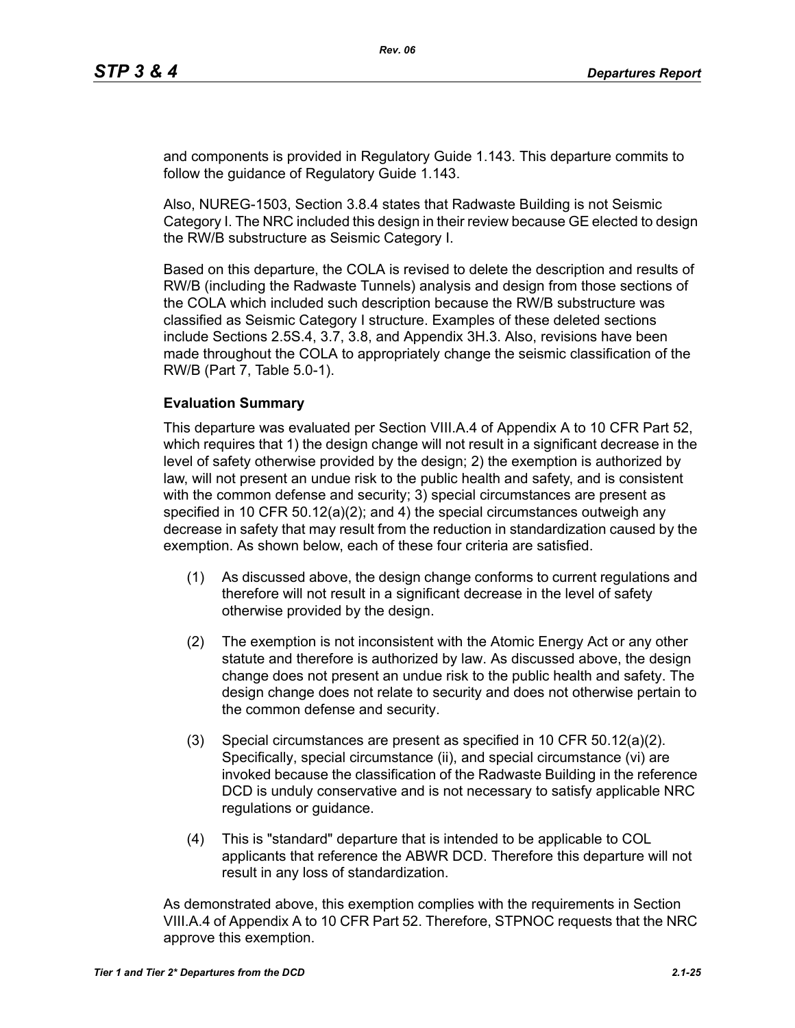and components is provided in Regulatory Guide 1.143. This departure commits to follow the guidance of Regulatory Guide 1.143.

Also, NUREG-1503, Section 3.8.4 states that Radwaste Building is not Seismic Category I. The NRC included this design in their review because GE elected to design the RW/B substructure as Seismic Category I.

Based on this departure, the COLA is revised to delete the description and results of RW/B (including the Radwaste Tunnels) analysis and design from those sections of the COLA which included such description because the RW/B substructure was classified as Seismic Category I structure. Examples of these deleted sections include Sections 2.5S.4, 3.7, 3.8, and Appendix 3H.3. Also, revisions have been made throughout the COLA to appropriately change the seismic classification of the RW/B (Part 7, Table 5.0-1).

**Evaluation Summary**

This departure was evaluated per Section VIII.A.4 of Appendix A to 10 CFR Part 52, which requires that 1) the design change will not result in a significant decrease in the level of safety otherwise provided by the design; 2) the exemption is authorized by law, will not present an undue risk to the public health and safety, and is consistent with the common defense and security; 3) special circumstances are present as specified in 10 CFR 50.12(a)(2); and 4) the special circumstances outweigh any decrease in safety that may result from the reduction in standardization caused by the exemption. As shown below, each of these four criteria are satisfied.

(1) As discussed above, the design change conforms to current regulations and therefore will not result in a significant decrease in the level of safety otherwise provided by the design.

(2) The exemption is not inconsistent with the Atomic Energy Act or any other statute and therefore is authorized by law. As discussed above, the design change does not present an undue risk to the public health and safety. The design change does not relate to security and does not otherwise pertain to the common defense and security.

(3) Special circumstances are present as specified in 10 CFR 50.12(a)(2). Specifically, special circumstance (ii), and special circumstance (vi) are invoked because the classification of the Radwaste Building in the reference DCD is unduly conservative and is not necessary to satisfy applicable NRC regulations or guidance.

(4) This is "standard" departure that is intended to be applicable to COL applicants that reference the ABWR DCD. Therefore this departure will not result in any loss of standardization.

As demonstrated above, this exemption complies with the requirements in Section VIII.A.4 of Appendix A to 10 CFR Part 52. Therefore, STPNOC requests that the NRC approve this exemption.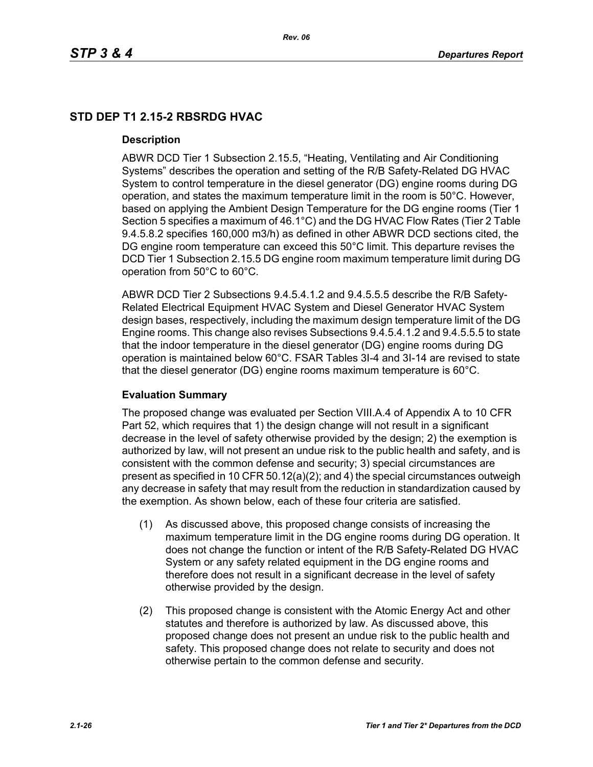## STD DEP T1 2.15-2 RBSRDG HVAC

### Description

ABWR DCD Tier 1 Subsection 2.15.5, "Heating, Ventilating and Air Conditioning Systems" describes the operation and setting of the R/B Safety-Related DG HVAC System to control temperature in the diesel generator (DG) engine rooms during DG operation, and states the maximum temperature limit in the room is 50°C. However, based on applying the Ambient Design Temperature for the DG engine rooms (Tier 1 Section 5 specifies a maximum of 46.1°C) and the DG HVAC Flow Rates (Tier 2 Table 9.4.5.8.2 specifies 160,000 m3/h) as defined in other ABWR DCD sections cited, the DG engine room temperature can exceed this 50°C limit. This departure revises the DCD Tier 1 Subsection 2.15.5 DG engine room maximum temperature limit during DG operation from 50°C to 60°C.

ABWR DCD Tier 2 Subsections 9.4.5.4.1.2 and 9.4.5.5.5 describe the R/B Safety-Related Electrical Equipment HVAC System and Diesel Generator HVAC System design bases, respectively, including the maximum design temperature limit of the DG Engine rooms. This change also revises Subsections 9.4.5.4.1.2 and 9.4.5.5.5 to state that the indoor temperature in the diesel generator (DG) engine rooms during DG operation is maintained below 60°C. FSAR Tables 3I-4 and 3I-14 are revised to state that the diesel generator (DG) engine rooms maximum temperature is 60°C.

### Evaluation Summary

The proposed change was evaluated per Section VIII.A.4 of Appendix A to 10 CFR Part 52, which requires that 1) the design change will not result in a significant decrease in the level of safety otherwise provided by the design; 2) the exemption is authorized by law, will not present an undue risk to the public health and safety, and is consistent with the common defense and security; 3) special circumstances are present as specified in 10 CFR 50.12(a)(2); and 4) the special circumstances outweigh any decrease in safety that may result from the reduction in standardization caused by the exemption. As shown below, each of these four criteria are satisfied.

(1) As discussed above, this proposed change consists of increasing the maximum temperature limit in the DG engine rooms during DG operation. It does not change the function or intent of the R/B Safety-Related DG HVAC System or any safety related equipment in the DG engine rooms and therefore does not result in a significant decrease in the level of safety otherwise provided by the design.

(2) This proposed change is consistent with the Atomic Energy Act and other statutes and therefore is authorized by law. As discussed above, this proposed change does not present an undue risk to the public health and safety. This proposed change does not relate to security and does not otherwise pertain to the common defense and security.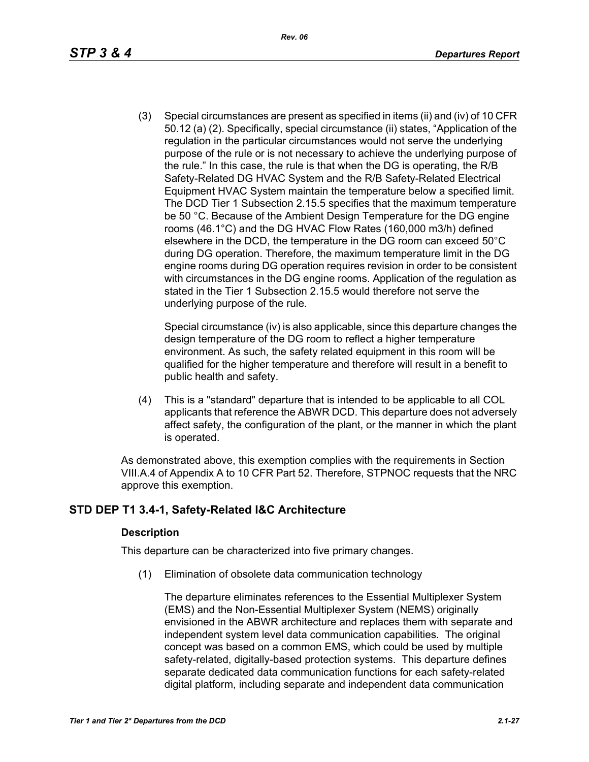(3) Special circumstances are present as specified in items (ii) and (iv) of 10 CFR 50.12 (a) (2). Specifically, special circumstance (ii) states, “Application of the regulation in the particular circumstances would not serve the underlying purpose of the rule or is not necessary to achieve the underlying purpose of the rule.” In this case, the rule is that when the DG is operating, the R/B Safety-Related DG HVAC System and the R/B Safety-Related Electrical Equipment HVAC System maintain the temperature below a specified limit. The DCD Tier 1 Subsection 2.15.5 specifies that the maximum temperature be 50 °C. Because of the Ambient Design Temperature for the DG engine rooms (46.1°C) and the DG HVAC Flow Rates (160,000 m3/h) defined elsewhere in the DCD, the temperature in the DG room can exceed 50°C during DG operation. Therefore, the maximum temperature limit in the DG engine rooms during DG operation requires revision in order to be consistent with circumstances in the DG engine rooms. Application of the regulation as stated in the Tier 1 Subsection 2.15.5 would therefore not serve the underlying purpose of the rule.

    Special circumstance (iv) is also applicable, since this departure changes the design temperature of the DG room to reflect a higher temperature environment. As such, the safety related equipment in this room will be qualified for the higher temperature and therefore will result in a benefit to public health and safety.

(4) This is a "standard" departure that is intended to be applicable to all COL applicants that reference the ABWR DCD. This departure does not adversely affect safety, the configuration of the plant, or the manner in which the plant is operated.

As demonstrated above, this exemption complies with the requirements in Section VIII.A.4 of Appendix A to 10 CFR Part 52. Therefore, STPNOC requests that the NRC approve this exemption.

## STD DEP T1 3.4-1, Safety-Related I&C Architecture

### Description

This departure can be characterized into five primary changes.

(1) Elimination of obsolete data communication technology

    The departure eliminates references to the Essential Multiplexer System (EMS) and the Non-Essential Multiplexer System (NEMS) originally envisioned in the ABWR architecture and replaces them with separate and independent system level data communication capabilities. The original concept was based on a common EMS, which could be used by multiple safety-related, digitally-based protection systems. This departure defines separate dedicated data communication functions for each safety-related digital platform, including separate and independent data communication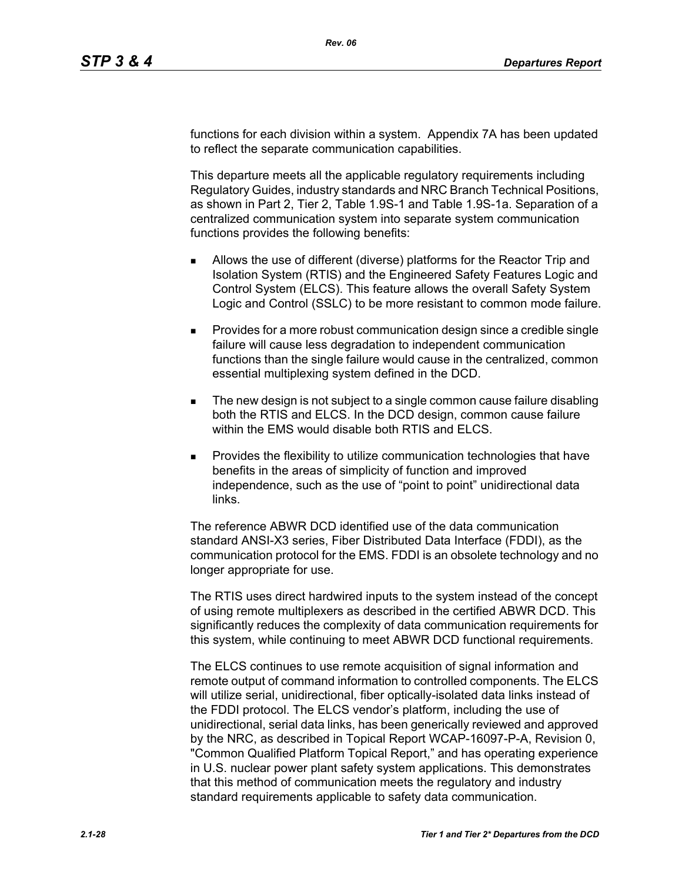functions for each division within a system. Appendix 7A has been updated to reflect the separate communication capabilities.

This departure meets all the applicable regulatory requirements including Regulatory Guides, industry standards and NRC Branch Technical Positions, as shown in Part 2, Tier 2, Table 1.9S-1 and Table 1.9S-1a. Separation of a centralized communication system into separate system communication functions provides the following benefits:

- Allows the use of different (diverse) platforms for the Reactor Trip and Isolation System (RTIS) and the Engineered Safety Features Logic and Control System (ELCS). This feature allows the overall Safety System Logic and Control (SSLC) to be more resistant to common mode failure.
- Provides for a more robust communication design since a credible single failure will cause less degradation to independent communication functions than the single failure would cause in the centralized, common essential multiplexing system defined in the DCD.
- The new design is not subject to a single common cause failure disabling both the RTIS and ELCS. In the DCD design, common cause failure within the EMS would disable both RTIS and ELCS.
- Provides the flexibility to utilize communication technologies that have benefits in the areas of simplicity of function and improved independence, such as the use of "point to point" unidirectional data links.

The reference ABWR DCD identified use of the data communication standard ANSI-X3 series, Fiber Distributed Data Interface (FDDI), as the communication protocol for the EMS. FDDI is an obsolete technology and no longer appropriate for use.

The RTIS uses direct hardwired inputs to the system instead of the concept of using remote multiplexers as described in the certified ABWR DCD. This significantly reduces the complexity of data communication requirements for this system, while continuing to meet ABWR DCD functional requirements.

The ELCS continues to use remote acquisition of signal information and remote output of command information to controlled components. The ELCS will utilize serial, unidirectional, fiber optically-isolated data links instead of the FDDI protocol. The ELCS vendor's platform, including the use of unidirectional, serial data links, has been generically reviewed and approved by the NRC, as described in Topical Report WCAP-16097-P-A, Revision 0, "Common Qualified Platform Topical Report," and has operating experience in U.S. nuclear power plant safety system applications. This demonstrates that this method of communication meets the regulatory and industry standard requirements applicable to safety data communication.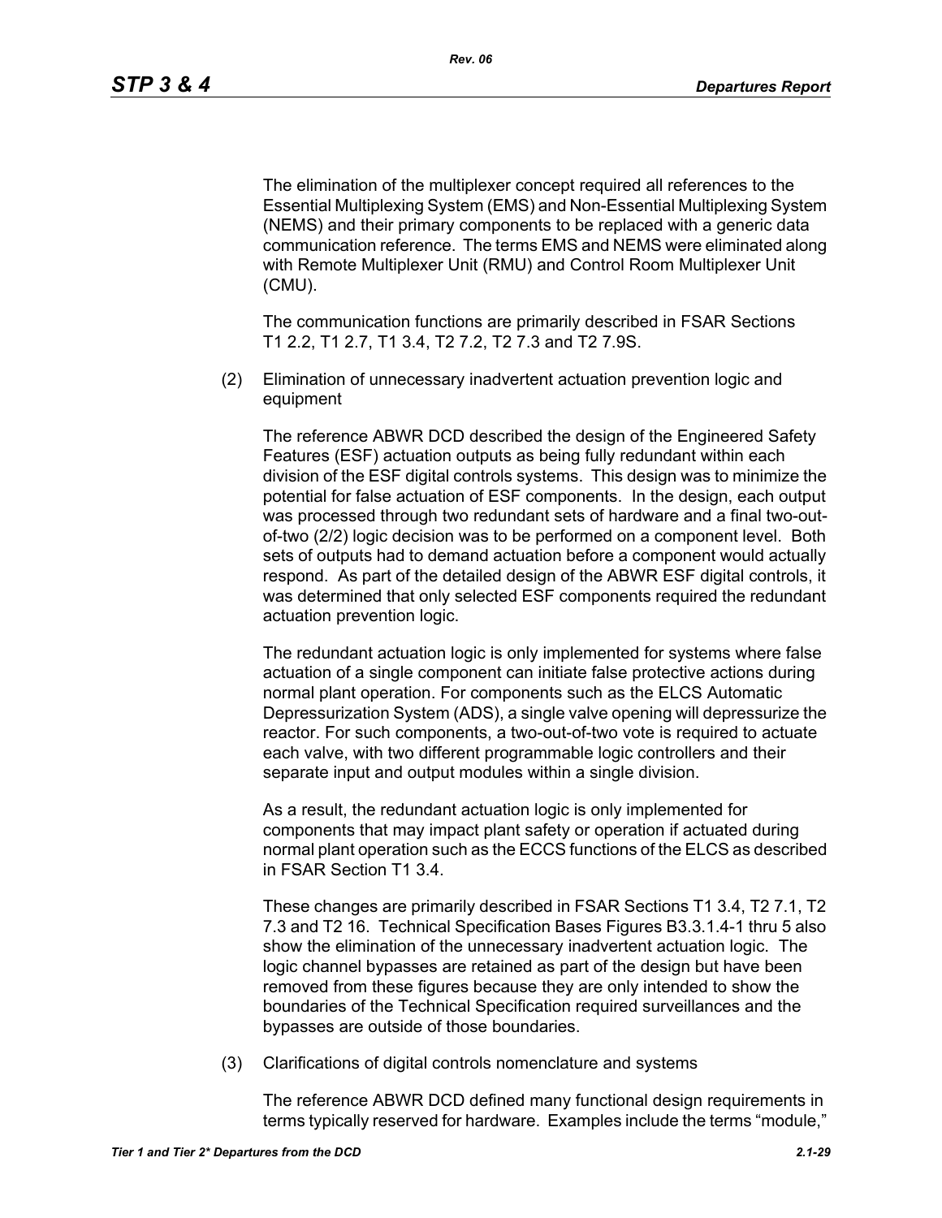The elimination of the multiplexer concept required all references to the Essential Multiplexing System (EMS) and Non-Essential Multiplexing System (NEMS) and their primary components to be replaced with a generic data communication reference. The terms EMS and NEMS were eliminated along with Remote Multiplexer Unit (RMU) and Control Room Multiplexer Unit (CMU).

The communication functions are primarily described in FSAR Sections T1 2.2, T1 2.7, T1 3.4, T2 7.2, T2 7.3 and T2 7.9S.

(2) Elimination of unnecessary inadvertent actuation prevention logic and equipment

The reference ABWR DCD described the design of the Engineered Safety Features (ESF) actuation outputs as being fully redundant within each division of the ESF digital controls systems. This design was to minimize the potential for false actuation of ESF components. In the design, each output was processed through two redundant sets of hardware and a final two-out-of-two (2/2) logic decision was to be performed on a component level. Both sets of outputs had to demand actuation before a component would actually respond. As part of the detailed design of the ABWR ESF digital controls, it was determined that only selected ESF components required the redundant actuation prevention logic.

The redundant actuation logic is only implemented for systems where false actuation of a single component can initiate false protective actions during normal plant operation. For components such as the ELCS Automatic Depressurization System (ADS), a single valve opening will depressurize the reactor. For such components, a two-out-of-two vote is required to actuate each valve, with two different programmable logic controllers and their separate input and output modules within a single division.

As a result, the redundant actuation logic is only implemented for components that may impact plant safety or operation if actuated during normal plant operation such as the ECCS functions of the ELCS as described in FSAR Section T1 3.4.

These changes are primarily described in FSAR Sections T1 3.4, T2 7.1, T2 7.3 and T2 16. Technical Specification Bases Figures B3.3.1.4-1 thru 5 also show the elimination of the unnecessary inadvertent actuation logic. The logic channel bypasses are retained as part of the design but have been removed from these figures because they are only intended to show the boundaries of the Technical Specification required surveillances and the bypasses are outside of those boundaries.

(3) Clarifications of digital controls nomenclature and systems

The reference ABWR DCD defined many functional design requirements in terms typically reserved for hardware. Examples include the terms “module,”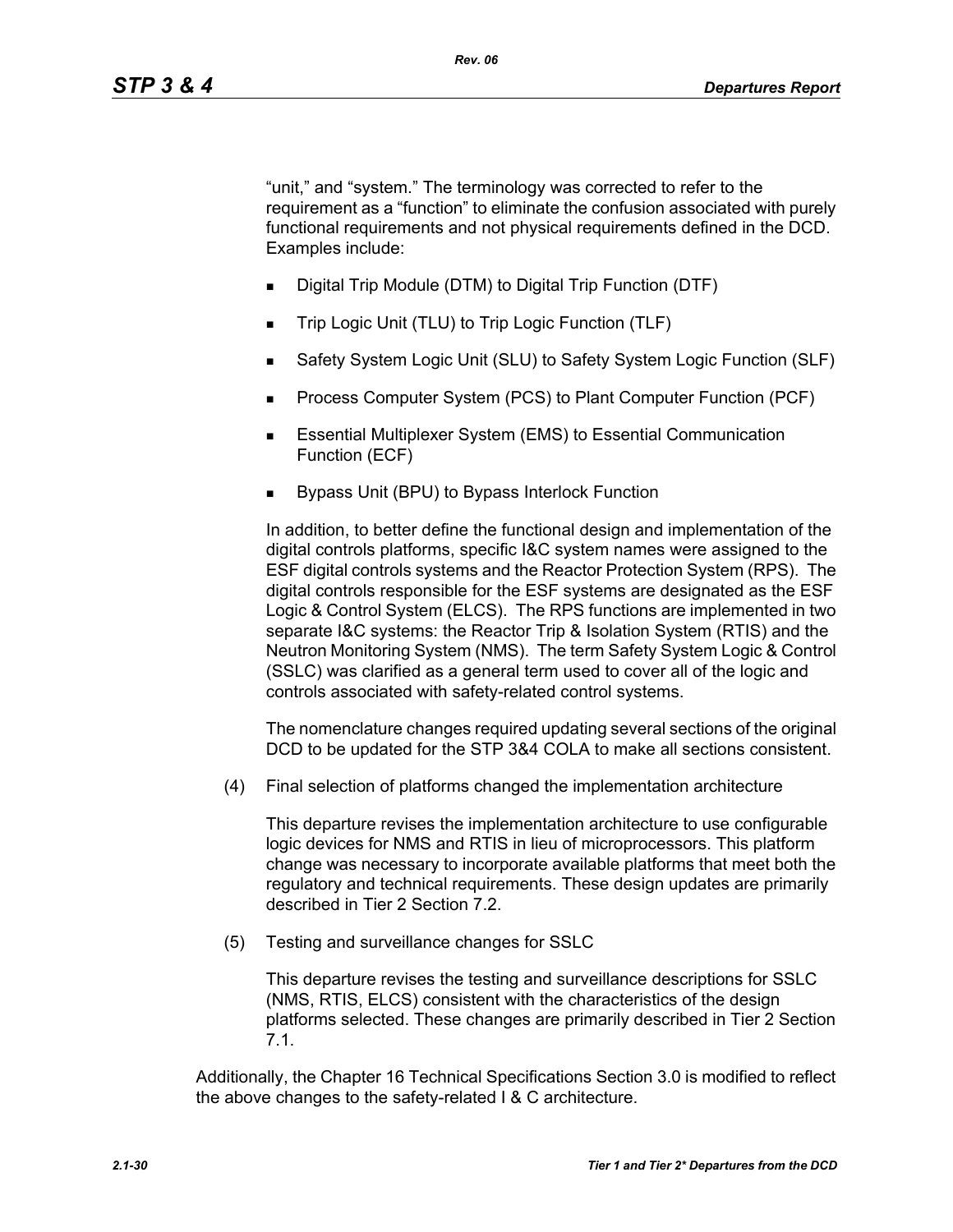"unit," and "system." The terminology was corrected to refer to the requirement as a "function" to eliminate the confusion associated with purely functional requirements and not physical requirements defined in the DCD. Examples include:

- Digital Trip Module (DTM) to Digital Trip Function (DTF)
- Trip Logic Unit (TLU) to Trip Logic Function (TLF)
- Safety System Logic Unit (SLU) to Safety System Logic Function (SLF)
- Process Computer System (PCS) to Plant Computer Function (PCF)
- Essential Multiplexer System (EMS) to Essential Communication Function (ECF)
- Bypass Unit (BPU) to Bypass Interlock Function

In addition, to better define the functional design and implementation of the digital controls platforms, specific I&C system names were assigned to the ESF digital controls systems and the Reactor Protection System (RPS). The digital controls responsible for the ESF systems are designated as the ESF Logic & Control System (ELCS). The RPS functions are implemented in two separate I&C systems: the Reactor Trip & Isolation System (RTIS) and the Neutron Monitoring System (NMS). The term Safety System Logic & Control (SSLC) was clarified as a general term used to cover all of the logic and controls associated with safety-related control systems.

The nomenclature changes required updating several sections of the original DCD to be updated for the STP 3&4 COLA to make all sections consistent.

(4) Final selection of platforms changed the implementation architecture

This departure revises the implementation architecture to use configurable logic devices for NMS and RTIS in lieu of microprocessors. This platform change was necessary to incorporate available platforms that meet both the regulatory and technical requirements. These design updates are primarily described in Tier 2 Section 7.2.

(5) Testing and surveillance changes for SSLC

This departure revises the testing and surveillance descriptions for SSLC (NMS, RTIS, ELCS) consistent with the characteristics of the design platforms selected. These changes are primarily described in Tier 2 Section 7.1.

Additionally, the Chapter 16 Technical Specifications Section 3.0 is modified to reflect the above changes to the safety-related I & C architecture.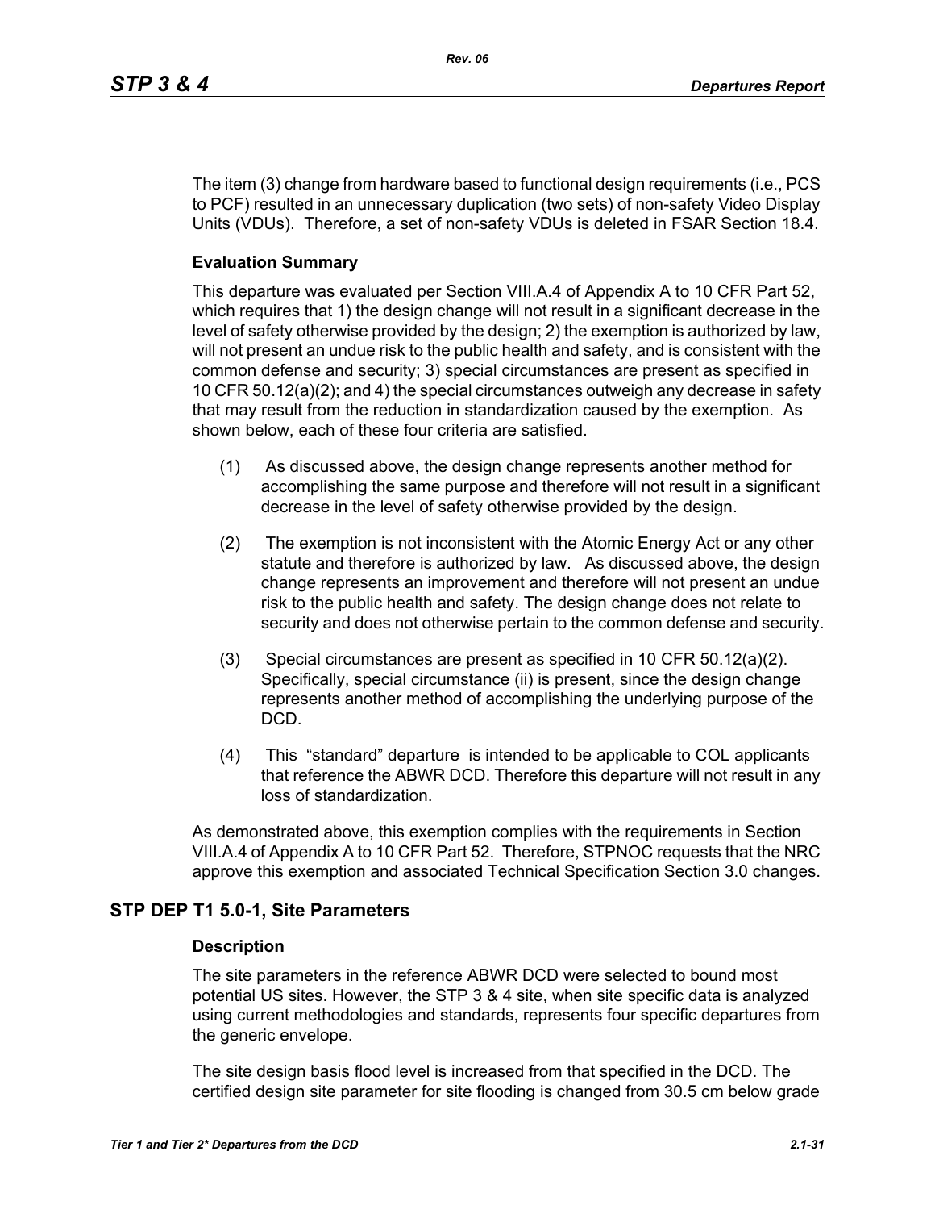The item (3) change from hardware based to functional design requirements (i.e., PCS to PCF) resulted in an unnecessary duplication (two sets) of non-safety Video Display Units (VDUs). Therefore, a set of non-safety VDUs is deleted in FSAR Section 18.4.

### Evaluation Summary

This departure was evaluated per Section VIII.A.4 of Appendix A to 10 CFR Part 52, which requires that 1) the design change will not result in a significant decrease in the level of safety otherwise provided by the design; 2) the exemption is authorized by law, will not present an undue risk to the public health and safety, and is consistent with the common defense and security; 3) special circumstances are present as specified in 10 CFR 50.12(a)(2); and 4) the special circumstances outweigh any decrease in safety that may result from the reduction in standardization caused by the exemption. As shown below, each of these four criteria are satisfied.

(1) As discussed above, the design change represents another method for accomplishing the same purpose and therefore will not result in a significant decrease in the level of safety otherwise provided by the design.

(2) The exemption is not inconsistent with the Atomic Energy Act or any other statute and therefore is authorized by law. As discussed above, the design change represents an improvement and therefore will not present an undue risk to the public health and safety. The design change does not relate to security and does not otherwise pertain to the common defense and security.

(3) Special circumstances are present as specified in 10 CFR 50.12(a)(2). Specifically, special circumstance (ii) is present, since the design change represents another method of accomplishing the underlying purpose of the DCD.

(4) This "standard" departure is intended to be applicable to COL applicants that reference the ABWR DCD. Therefore this departure will not result in any loss of standardization.

As demonstrated above, this exemption complies with the requirements in Section VIII.A.4 of Appendix A to 10 CFR Part 52. Therefore, STPNOC requests that the NRC approve this exemption and associated Technical Specification Section 3.0 changes.

## STP DEP T1 5.0-1, Site Parameters

### Description

The site parameters in the reference ABWR DCD were selected to bound most potential US sites. However, the STP 3 & 4 site, when site specific data is analyzed using current methodologies and standards, represents four specific departures from the generic envelope.

The site design basis flood level is increased from that specified in the DCD. The certified design site parameter for site flooding is changed from 30.5 cm below grade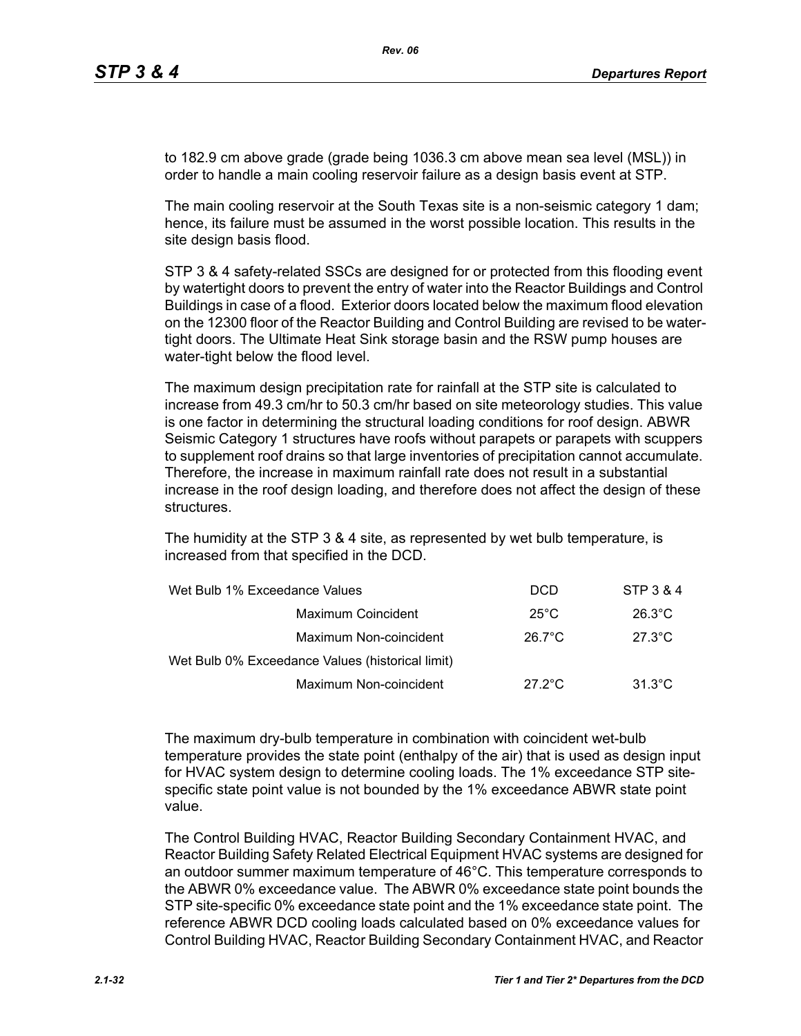to 182.9 cm above grade (grade being 1036.3 cm above mean sea level (MSL)) in order to handle a main cooling reservoir failure as a design basis event at STP.

The main cooling reservoir at the South Texas site is a non-seismic category 1 dam; hence, its failure must be assumed in the worst possible location. This results in the site design basis flood.

STP 3 & 4 safety-related SSCs are designed for or protected from this flooding event by watertight doors to prevent the entry of water into the Reactor Buildings and Control Buildings in case of a flood. Exterior doors located below the maximum flood elevation on the 12300 floor of the Reactor Building and Control Building are revised to be water-tight doors. The Ultimate Heat Sink storage basin and the RSW pump houses are water-tight below the flood level.

The maximum design precipitation rate for rainfall at the STP site is calculated to increase from 49.3 cm/hr to 50.3 cm/hr based on site meteorology studies. This value is one factor in determining the structural loading conditions for roof design. ABWR Seismic Category 1 structures have roofs without parapets or parapets with scuppers to supplement roof drains so that large inventories of precipitation cannot accumulate. Therefore, the increase in maximum rainfall rate does not result in a substantial increase in the roof design loading, and therefore does not affect the design of these structures.

The humidity at the STP 3 & 4 site, as represented by wet bulb temperature, is increased from that specified in the DCD.

| Wet Bulb 1% Exceedance Values | | DCD | STP 3 & 4 |
|---|---|---|---|
| | Maximum Coincident | 25°C | 26.3°C |
| | Maximum Non-coincident | 26.7°C | 27.3°C |
| Wet Bulb 0% Exceedance Values (historical limit) | | | |
| | Maximum Non-coincident | 27.2°C | 31.3°C |

The maximum dry-bulb temperature in combination with coincident wet-bulb temperature provides the state point (enthalpy of the air) that is used as design input for HVAC system design to determine cooling loads. The 1% exceedance STP site-specific state point value is not bounded by the 1% exceedance ABWR state point value.

The Control Building HVAC, Reactor Building Secondary Containment HVAC, and Reactor Building Safety Related Electrical Equipment HVAC systems are designed for an outdoor summer maximum temperature of 46°C. This temperature corresponds to the ABWR 0% exceedance value. The ABWR 0% exceedance state point bounds the STP site-specific 0% exceedance state point and the 1% exceedance state point. The reference ABWR DCD cooling loads calculated based on 0% exceedance values for Control Building HVAC, Reactor Building Secondary Containment HVAC, and Reactor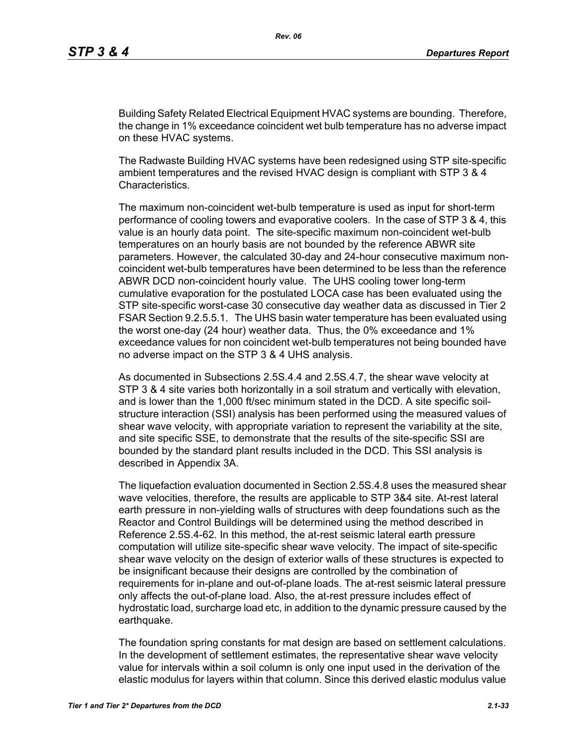Building Safety Related Electrical Equipment HVAC systems are bounding. Therefore, the change in 1% exceedance coincident wet bulb temperature has no adverse impact on these HVAC systems.

The Radwaste Building HVAC systems have been redesigned using STP site-specific ambient temperatures and the revised HVAC design is compliant with STP 3 & 4 Characteristics.

The maximum non-coincident wet-bulb temperature is used as input for short-term performance of cooling towers and evaporative coolers. In the case of STP 3 & 4, this value is an hourly data point. The site-specific maximum non-coincident wet-bulb temperatures on an hourly basis are not bounded by the reference ABWR site parameters. However, the calculated 30-day and 24-hour consecutive maximum non-coincident wet-bulb temperatures have been determined to be less than the reference ABWR DCD non-coincident hourly value. The UHS cooling tower long-term cumulative evaporation for the postulated LOCA case has been evaluated using the STP site-specific worst-case 30 consecutive day weather data as discussed in Tier 2 FSAR Section 9.2.5.5.1. The UHS basin water temperature has been evaluated using the worst one-day (24 hour) weather data. Thus, the 0% exceedance and 1% exceedance values for non coincident wet-bulb temperatures not being bounded have no adverse impact on the STP 3 & 4 UHS analysis.

As documented in Subsections 2.5S.4.4 and 2.5S.4.7, the shear wave velocity at STP 3 & 4 site varies both horizontally in a soil stratum and vertically with elevation, and is lower than the 1,000 ft/sec minimum stated in the DCD. A site specific soil-structure interaction (SSI) analysis has been performed using the measured values of shear wave velocity, with appropriate variation to represent the variability at the site, and site specific SSE, to demonstrate that the results of the site-specific SSI are bounded by the standard plant results included in the DCD. This SSI analysis is described in Appendix 3A.

The liquefaction evaluation documented in Section 2.5S.4.8 uses the measured shear wave velocities, therefore, the results are applicable to STP 3&4 site. At-rest lateral earth pressure in non-yielding walls of structures with deep foundations such as the Reactor and Control Buildings will be determined using the method described in Reference 2.5S.4-62. In this method, the at-rest seismic lateral earth pressure computation will utilize site-specific shear wave velocity. The impact of site-specific shear wave velocity on the design of exterior walls of these structures is expected to be insignificant because their designs are controlled by the combination of requirements for in-plane and out-of-plane loads. The at-rest seismic lateral pressure only affects the out-of-plane load. Also, the at-rest pressure includes effect of hydrostatic load, surcharge load etc, in addition to the dynamic pressure caused by the earthquake.

The foundation spring constants for mat design are based on settlement calculations. In the development of settlement estimates, the representative shear wave velocity value for intervals within a soil column is only one input used in the derivation of the elastic modulus for layers within that column. Since this derived elastic modulus value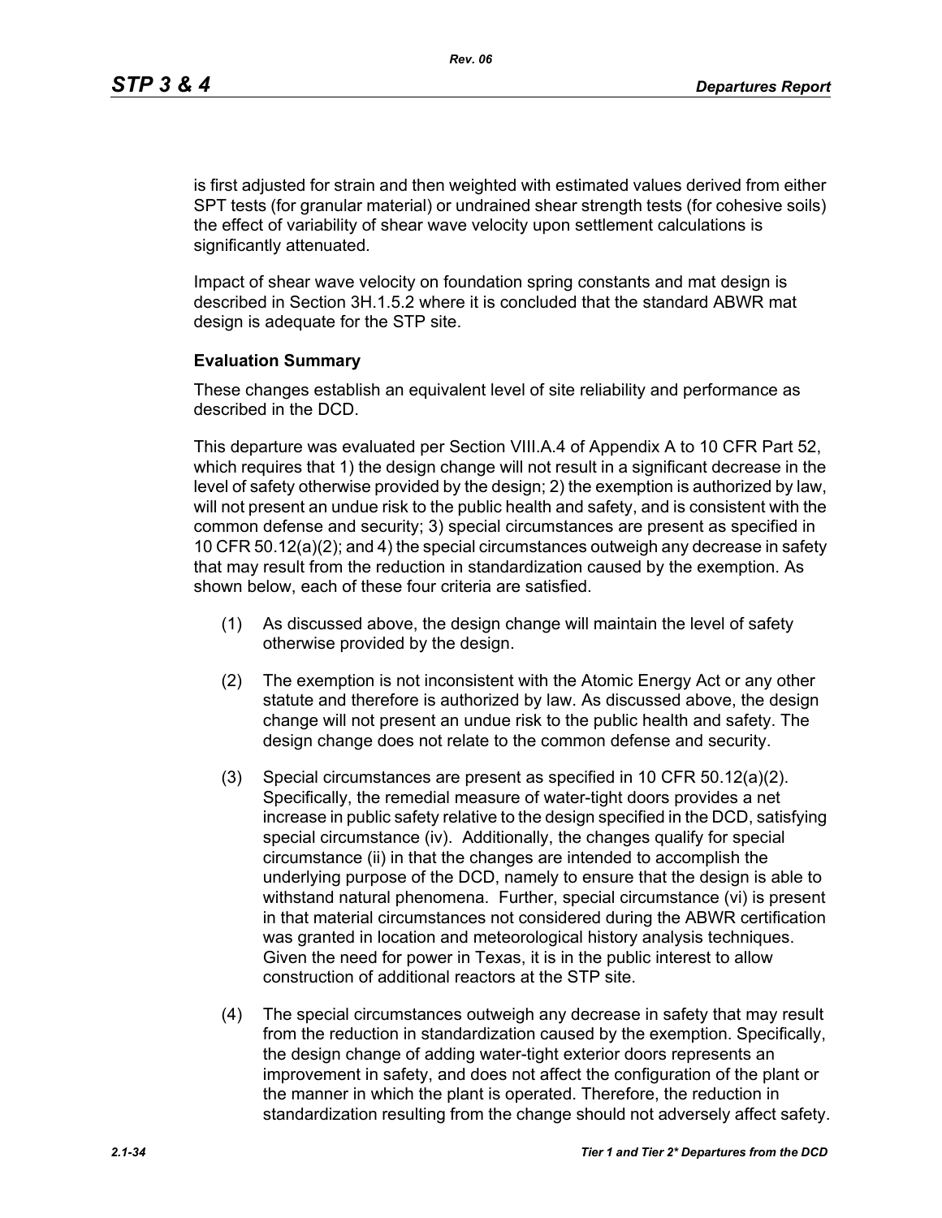is first adjusted for strain and then weighted with estimated values derived from either SPT tests (for granular material) or undrained shear strength tests (for cohesive soils) the effect of variability of shear wave velocity upon settlement calculations is significantly attenuated.

Impact of shear wave velocity on foundation spring constants and mat design is described in Section 3H.1.5.2 where it is concluded that the standard ABWR mat design is adequate for the STP site.

**Evaluation Summary**

These changes establish an equivalent level of site reliability and performance as described in the DCD.

This departure was evaluated per Section VIII.A.4 of Appendix A to 10 CFR Part 52, which requires that 1) the design change will not result in a significant decrease in the level of safety otherwise provided by the design; 2) the exemption is authorized by law, will not present an undue risk to the public health and safety, and is consistent with the common defense and security; 3) special circumstances are present as specified in 10 CFR 50.12(a)(2); and 4) the special circumstances outweigh any decrease in safety that may result from the reduction in standardization caused by the exemption. As shown below, each of these four criteria are satisfied.

(1) As discussed above, the design change will maintain the level of safety otherwise provided by the design.

(2) The exemption is not inconsistent with the Atomic Energy Act or any other statute and therefore is authorized by law. As discussed above, the design change will not present an undue risk to the public health and safety. The design change does not relate to the common defense and security.

(3) Special circumstances are present as specified in 10 CFR 50.12(a)(2). Specifically, the remedial measure of water-tight doors provides a net increase in public safety relative to the design specified in the DCD, satisfying special circumstance (iv). Additionally, the changes qualify for special circumstance (ii) in that the changes are intended to accomplish the underlying purpose of the DCD, namely to ensure that the design is able to withstand natural phenomena. Further, special circumstance (vi) is present in that material circumstances not considered during the ABWR certification was granted in location and meteorological history analysis techniques. Given the need for power in Texas, it is in the public interest to allow construction of additional reactors at the STP site.

(4) The special circumstances outweigh any decrease in safety that may result from the reduction in standardization caused by the exemption. Specifically, the design change of adding water-tight exterior doors represents an improvement in safety, and does not affect the configuration of the plant or the manner in which the plant is operated. Therefore, the reduction in standardization resulting from the change should not adversely affect safety.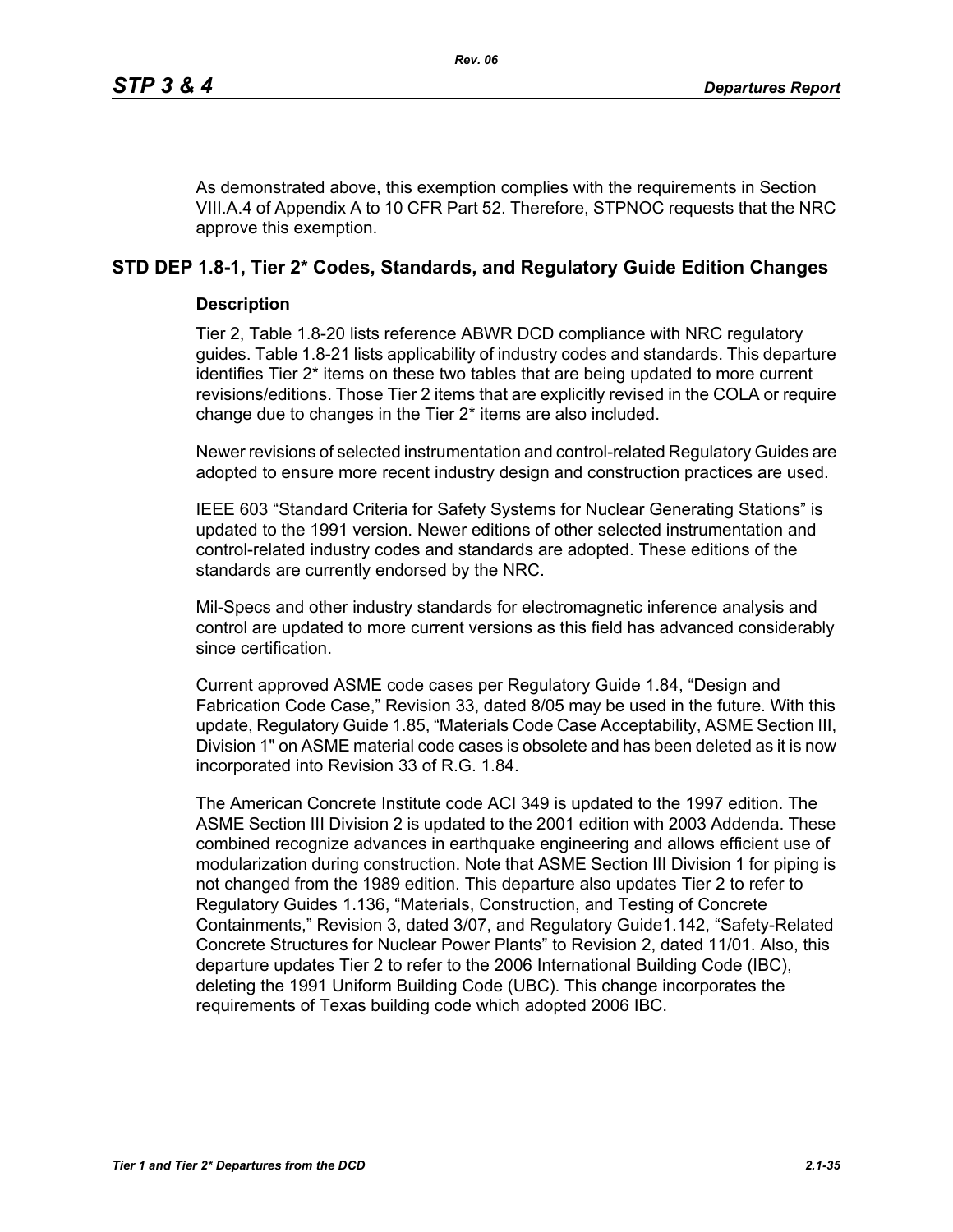As demonstrated above, this exemption complies with the requirements in Section VIII.A.4 of Appendix A to 10 CFR Part 52. Therefore, STPNOC requests that the NRC approve this exemption.

## STD DEP 1.8-1, Tier 2* Codes, Standards, and Regulatory Guide Edition Changes

### Description

Tier 2, Table 1.8-20 lists reference ABWR DCD compliance with NRC regulatory guides. Table 1.8-21 lists applicability of industry codes and standards. This departure identifies Tier 2* items on these two tables that are being updated to more current revisions/editions. Those Tier 2 items that are explicitly revised in the COLA or require change due to changes in the Tier 2* items are also included.

Newer revisions of selected instrumentation and control-related Regulatory Guides are adopted to ensure more recent industry design and construction practices are used.

IEEE 603 "Standard Criteria for Safety Systems for Nuclear Generating Stations" is updated to the 1991 version. Newer editions of other selected instrumentation and control-related industry codes and standards are adopted. These editions of the standards are currently endorsed by the NRC.

Mil-Specs and other industry standards for electromagnetic inference analysis and control are updated to more current versions as this field has advanced considerably since certification.

Current approved ASME code cases per Regulatory Guide 1.84, "Design and Fabrication Code Case," Revision 33, dated 8/05 may be used in the future. With this update, Regulatory Guide 1.85, "Materials Code Case Acceptability, ASME Section III, Division 1" on ASME material code cases is obsolete and has been deleted as it is now incorporated into Revision 33 of R.G. 1.84.

The American Concrete Institute code ACI 349 is updated to the 1997 edition. The ASME Section III Division 2 is updated to the 2001 edition with 2003 Addenda. These combined recognize advances in earthquake engineering and allows efficient use of modularization during construction. Note that ASME Section III Division 1 for piping is not changed from the 1989 edition. This departure also updates Tier 2 to refer to Regulatory Guides 1.136, "Materials, Construction, and Testing of Concrete Containments," Revision 3, dated 3/07, and Regulatory Guide1.142, "Safety-Related Concrete Structures for Nuclear Power Plants" to Revision 2, dated 11/01. Also, this departure updates Tier 2 to refer to the 2006 International Building Code (IBC), deleting the 1991 Uniform Building Code (UBC). This change incorporates the requirements of Texas building code which adopted 2006 IBC.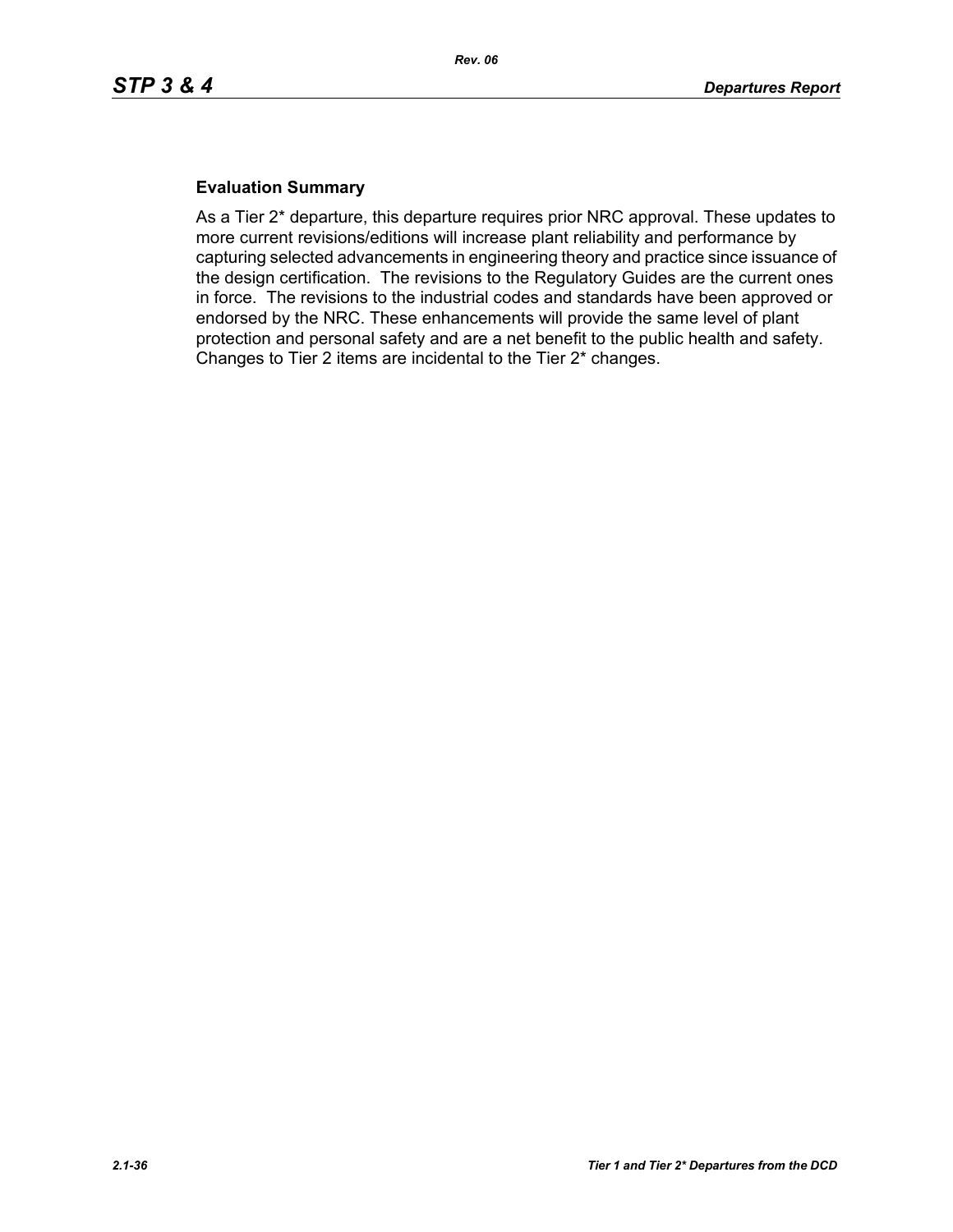**Evaluation Summary**

As a Tier 2* departure, this departure requires prior NRC approval. These updates to more current revisions/editions will increase plant reliability and performance by capturing selected advancements in engineering theory and practice since issuance of the design certification. The revisions to the Regulatory Guides are the current ones in force. The revisions to the industrial codes and standards have been approved or endorsed by the NRC. These enhancements will provide the same level of plant protection and personal safety and are a net benefit to the public health and safety. Changes to Tier 2 items are incidental to the Tier 2* changes.